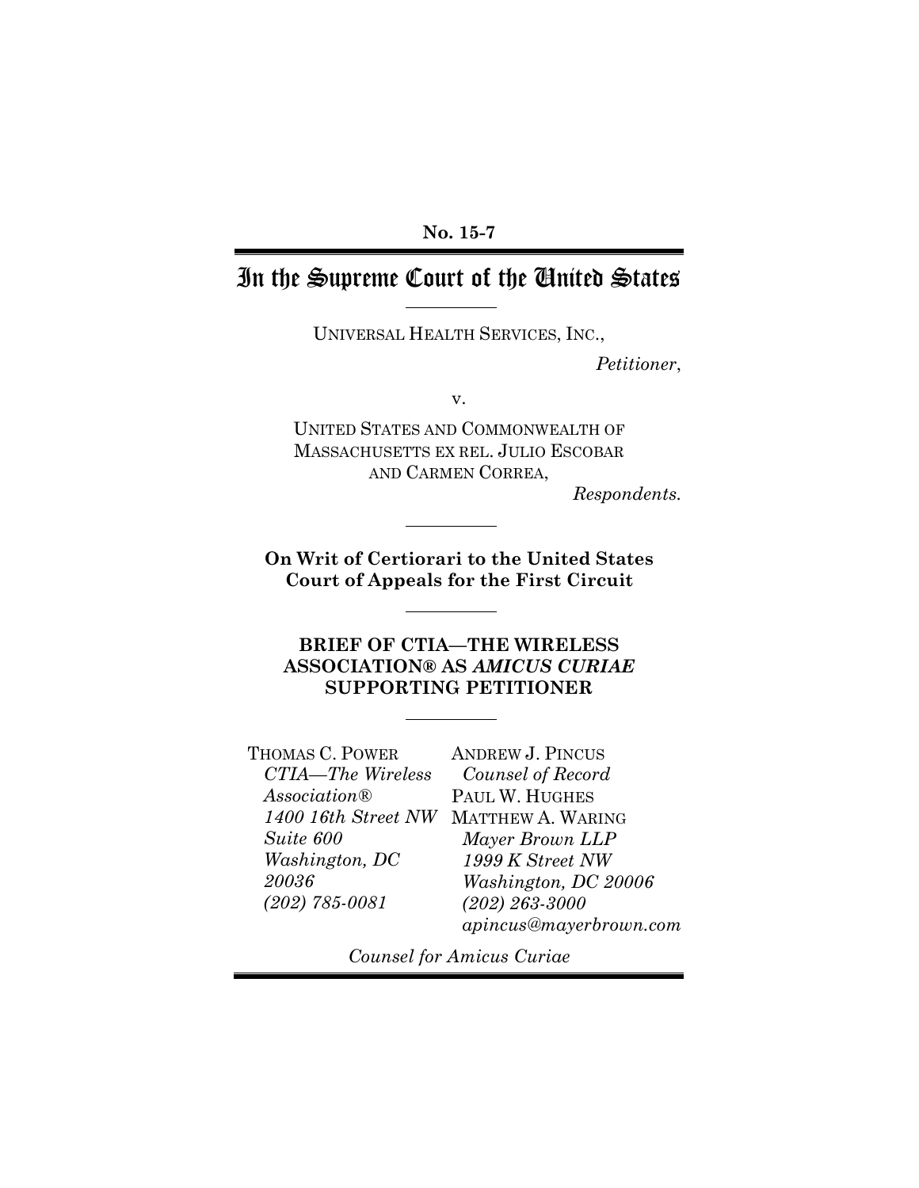**No. 15-7**

# In the Supreme Court of the United States

UNIVERSAL HEALTH SERVICES, INC.,

*Petitioner*,

v.

UNITED STATES AND COMMONWEALTH OF MASSACHUSETTS EX REL. JULIO ESCOBAR AND CARMEN CORREA,

*Respondents.*

**On Writ of Certiorari to the United States Court of Appeals for the First Circuit**

**BRIEF OF CTIA—THE WIRELESS ASSOCIATION® AS *AMICUS CURIAE* SUPPORTING PETITIONER**

THOMAS C. POWER
*CTIA—The Wireless Association®*
*1400 16th Street NW*
*Suite 600*
*Washington, DC 20036*
*(202) 785-0081*

ANDREW J. PINCUS
*Counsel of Record*
PAUL W. HUGHES
MATTHEW A. WARING
*Mayer Brown LLP*
*1999 K Street NW*
*Washington, DC 20006*
*(202) 263-3000*
*apincus@mayerbrown.com*

*Counsel for Amicus Curiae*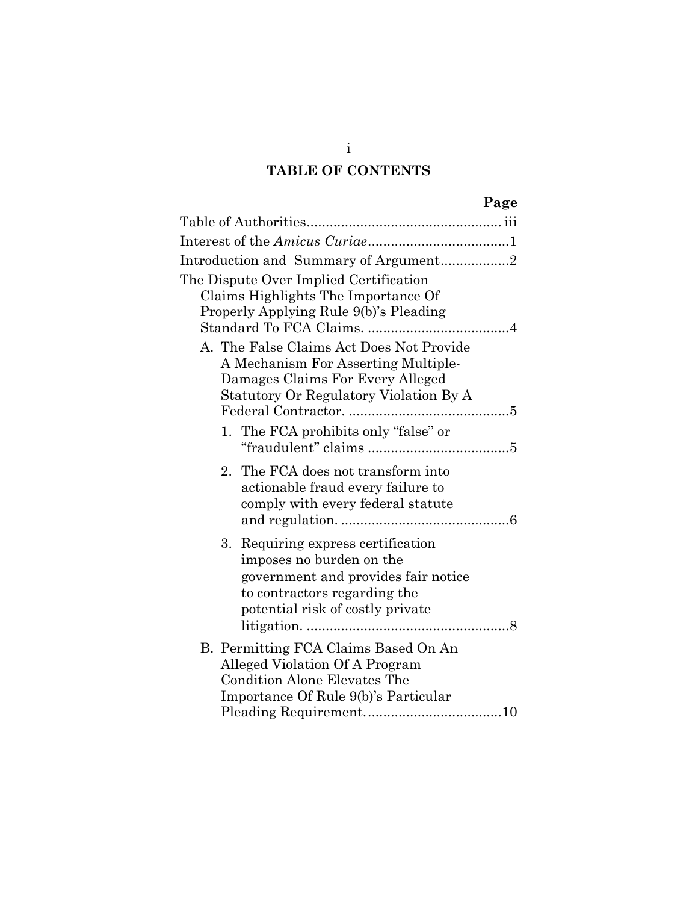# TABLE OF CONTENTS

| | Page |
|---|---|
| Table of Authorities | iii |
| Interest of the *Amicus Curiae* | 1 |
| Introduction and Summary of Argument | 2 |
| The Dispute Over Implied Certification Claims Highlights The Importance Of Properly Applying Rule 9(b)'s Pleading Standard To FCA Claims. | 4 |
| A. The False Claims Act Does Not Provide A Mechanism For Asserting Multiple-Damages Claims For Every Alleged Statutory Or Regulatory Violation By A Federal Contractor. | 5 |
| 1. The FCA prohibits only "false" or "fraudulent" claims | 5 |
| 2. The FCA does not transform into actionable fraud every failure to comply with every federal statute and regulation. | 6 |
| 3. Requiring express certification imposes no burden on the government and provides fair notice to contractors regarding the potential risk of costly private litigation. | 8 |
| B. Permitting FCA Claims Based On An Alleged Violation Of A Program Condition Alone Elevates The Importance Of Rule 9(b)'s Particular Pleading Requirement. | 10 |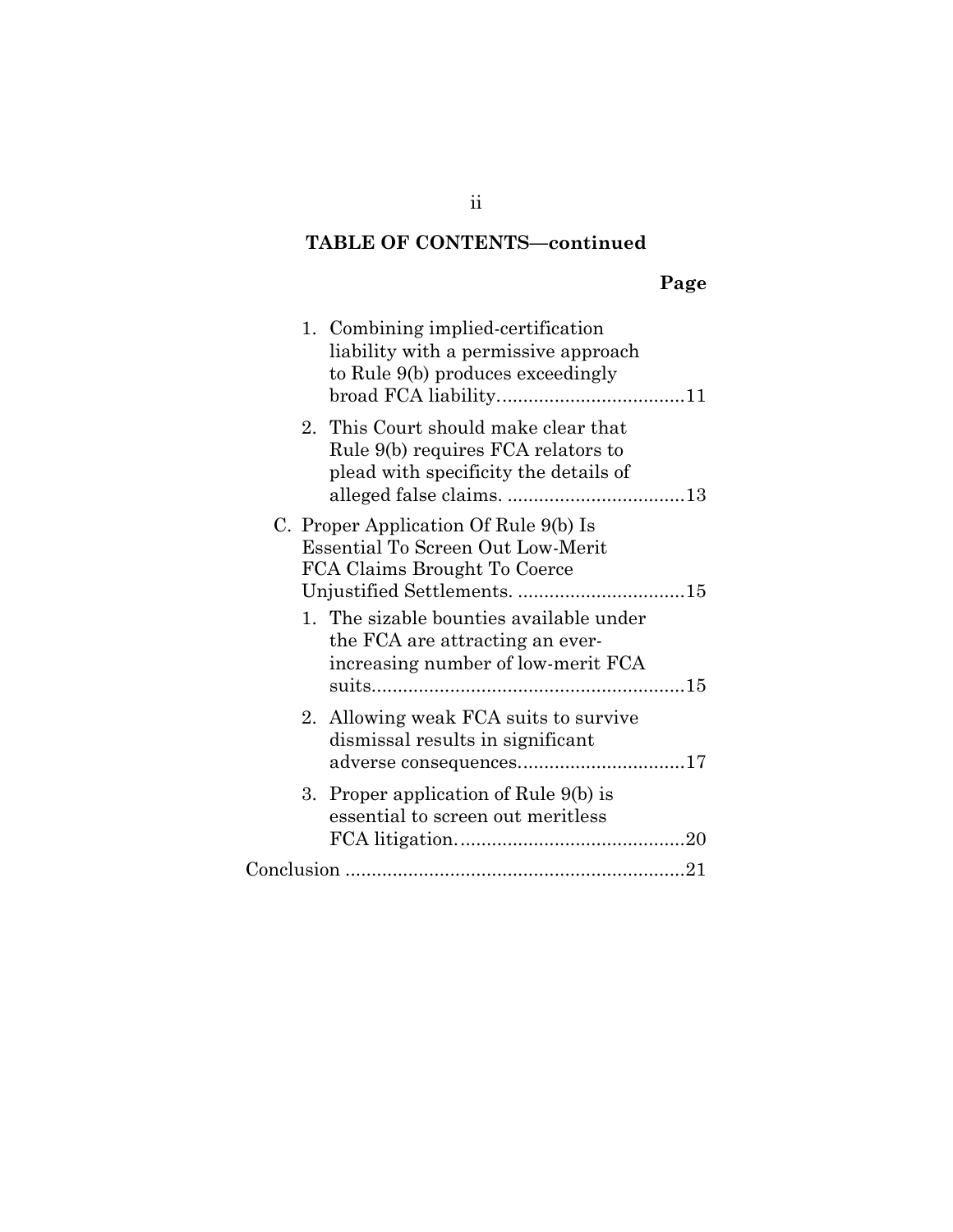## TABLE OF CONTENTS—continued

**Page**

- 1. Combining implied-certification liability with a permissive approach to Rule 9(b) produces exceedingly broad FCA liability....................................11
- 2. This Court should make clear that Rule 9(b) requires FCA relators to plead with specificity the details of alleged false claims. ..................................13

C. Proper Application Of Rule 9(b) Is Essential To Screen Out Low-Merit FCA Claims Brought To Coerce Unjustified Settlements. ................................15

- 1. The sizable bounties available under the FCA are attracting an ever-increasing number of low-merit FCA suits............................................................15
- 2. Allowing weak FCA suits to survive dismissal results in significant adverse consequences................................17
- 3. Proper application of Rule 9(b) is essential to screen out meritless FCA litigation............................................20

Conclusion .................................................................21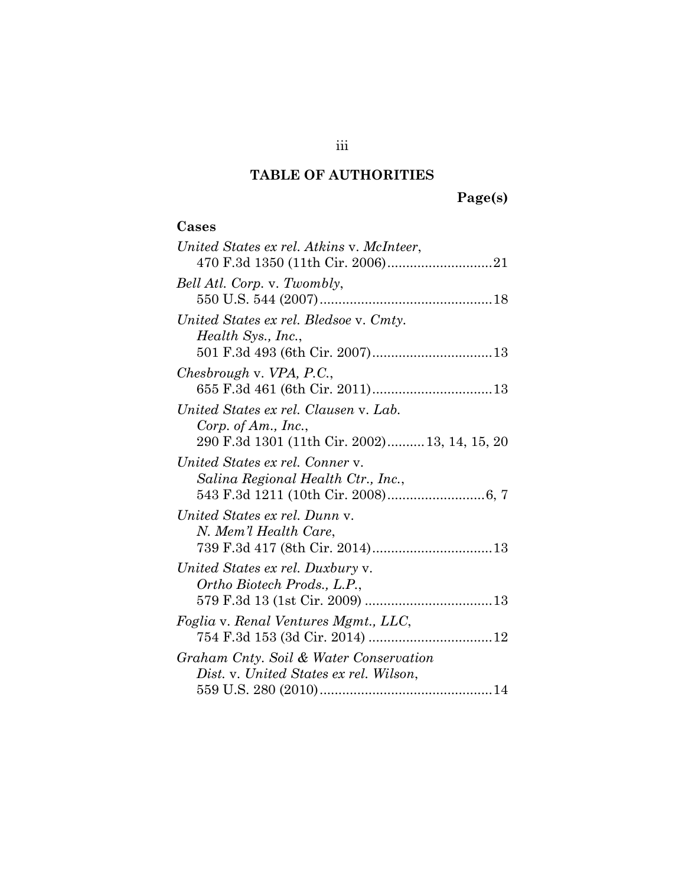## TABLE OF AUTHORITIES

**Page(s)**

### Cases

*United States ex rel. Atkins* v. *McInteer*, 470 F.3d 1350 (11th Cir. 2006)............................21

*Bell Atl. Corp.* v. *Twombly*, 550 U.S. 544 (2007)..............................................18

*United States ex rel. Bledsoe* v. *Cmty. Health Sys., Inc.*, 501 F.3d 493 (6th Cir. 2007)................................13

*Chesbrough* v. *VPA, P.C.*, 655 F.3d 461 (6th Cir. 2011)................................13

*United States ex rel. Clausen* v. *Lab. Corp. of Am., Inc.*, 290 F.3d 1301 (11th Cir. 2002)..........13, 14, 15, 20

*United States ex rel. Conner* v. *Salina Regional Health Ctr., Inc.*, 543 F.3d 1211 (10th Cir. 2008)..........................6, 7

*United States ex rel. Dunn* v. *N. Mem'l Health Care*, 739 F.3d 417 (8th Cir. 2014)................................13

*United States ex rel. Duxbury* v. *Ortho Biotech Prods., L.P.*, 579 F.3d 13 (1st Cir. 2009) ..................................13

*Foglia* v. *Renal Ventures Mgmt., LLC*, 754 F.3d 153 (3d Cir. 2014) .................................12

*Graham Cnty. Soil & Water Conservation Dist.* v. *United States ex rel. Wilson*, 559 U.S. 280 (2010)..............................................14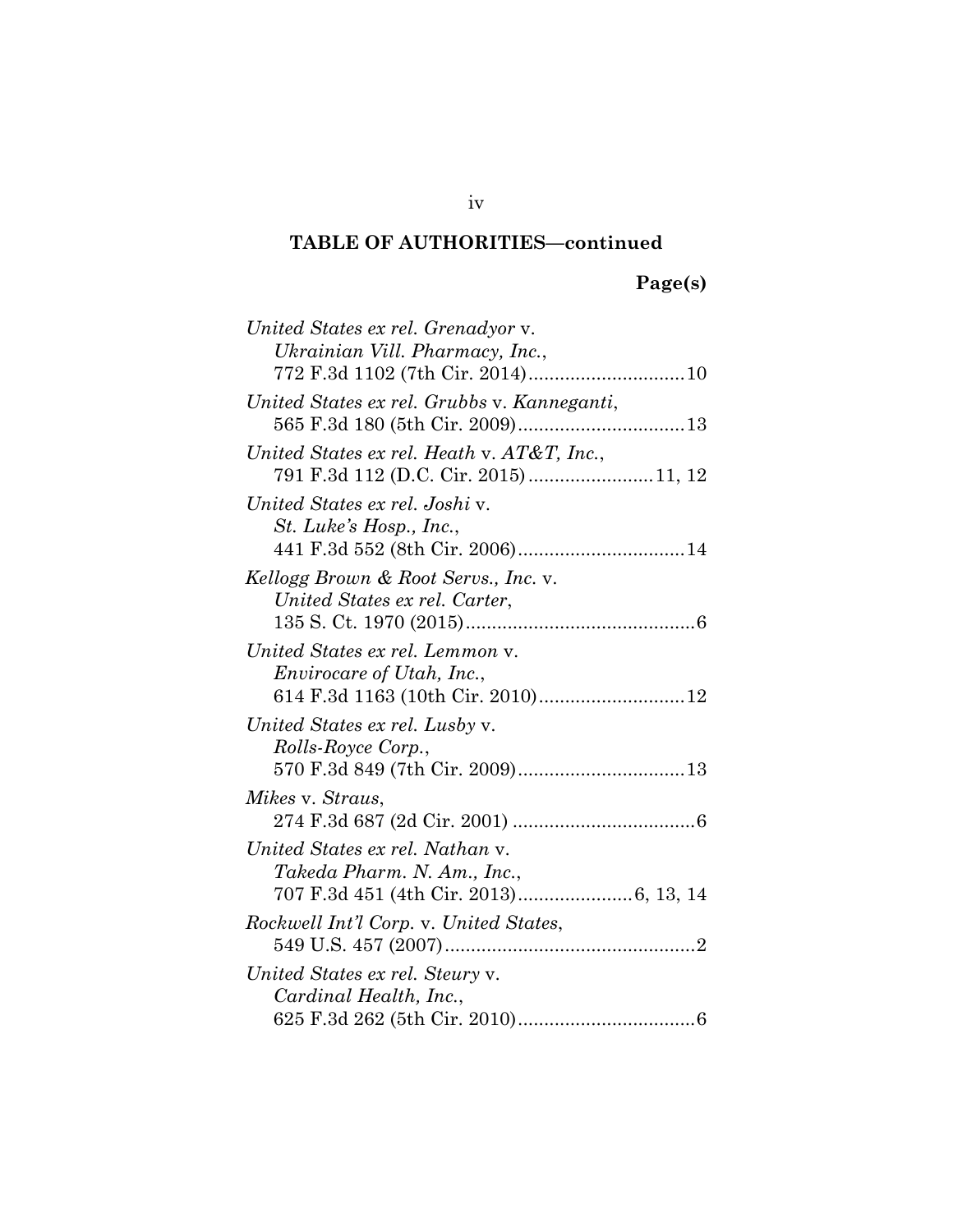## TABLE OF AUTHORITIES—continued

**Page(s)**

*United States ex rel. Grenadyor* v. *Ukrainian Vill. Pharmacy, Inc.*, 772 F.3d 1102 (7th Cir. 2014) .............................. 10

*United States ex rel. Grubbs* v. *Kanneganti*, 565 F.3d 180 (5th Cir. 2009) ................................ 13

*United States ex rel. Heath* v. *AT&T, Inc.*, 791 F.3d 112 (D.C. Cir. 2015) ........................ 11, 12

*United States ex rel. Joshi* v. *St. Luke's Hosp., Inc.*, 441 F.3d 552 (8th Cir. 2006) ................................ 14

*Kellogg Brown & Root Servs., Inc.* v. *United States ex rel. Carter*, 135 S. Ct. 1970 (2015) ............................................ 6

*United States ex rel. Lemmon* v. *Envirocare of Utah, Inc.*, 614 F.3d 1163 (10th Cir. 2010) ............................ 12

*United States ex rel. Lusby* v. *Rolls-Royce Corp.*, 570 F.3d 849 (7th Cir. 2009) ................................ 13

*Mikes* v. *Straus*, 274 F.3d 687 (2d Cir. 2001) ................................... 6

*United States ex rel. Nathan* v. *Takeda Pharm. N. Am., Inc.*, 707 F.3d 451 (4th Cir. 2013) ...................... 6, 13, 14

*Rockwell Int'l Corp.* v. *United States*, 549 U.S. 457 (2007) ................................................ 2

*United States ex rel. Steury* v. *Cardinal Health, Inc.*, 625 F.3d 262 (5th Cir. 2010) .................................. 6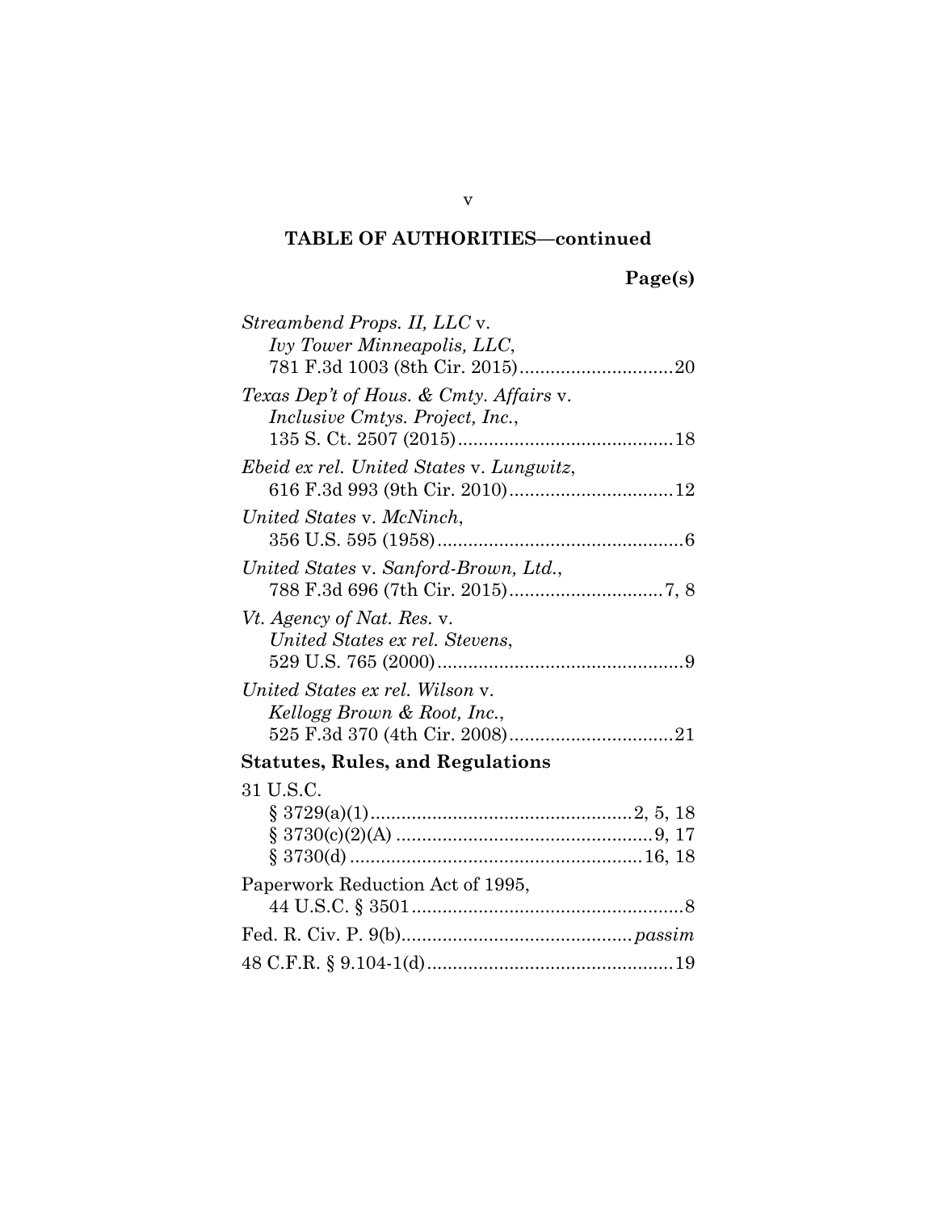## TABLE OF AUTHORITIES—continued

**Page(s)**

*Streambend Props. II, LLC* v. *Ivy Tower Minneapolis, LLC*, 781 F.3d 1003 (8th Cir. 2015) .............................. 20

*Texas Dep't of Hous. & Cmty. Affairs* v. *Inclusive Cmtys. Project, Inc.*, 135 S. Ct. 2507 (2015) .......................................... 18

*Ebeid ex rel. United States* v. *Lungwitz*, 616 F.3d 993 (9th Cir. 2010) ................................ 12

*United States* v. *McNinch*, 356 U.S. 595 (1958) ................................................ 6

*United States* v. *Sanford-Brown, Ltd.*, 788 F.3d 696 (7th Cir. 2015) .............................. 7, 8

*Vt. Agency of Nat. Res.* v. *United States ex rel. Stevens*, 529 U.S. 765 (2000) ................................................ 9

*United States ex rel. Wilson* v. *Kellogg Brown & Root, Inc.*, 525 F.3d 370 (4th Cir. 2008) ................................ 21

**Statutes, Rules, and Regulations**

31 U.S.C.
- § 3729(a)(1) .................................................. 2, 5, 18
- § 3730(c)(2)(A) .................................................. 9, 17
- § 3730(d) ........................................................ 16, 18

Paperwork Reduction Act of 1995, 44 U.S.C. § 3501 ..................................................... 8

Fed. R. Civ. P. 9(b) ............................................ *passim*

48 C.F.R. § 9.104-1(d) ................................................ 19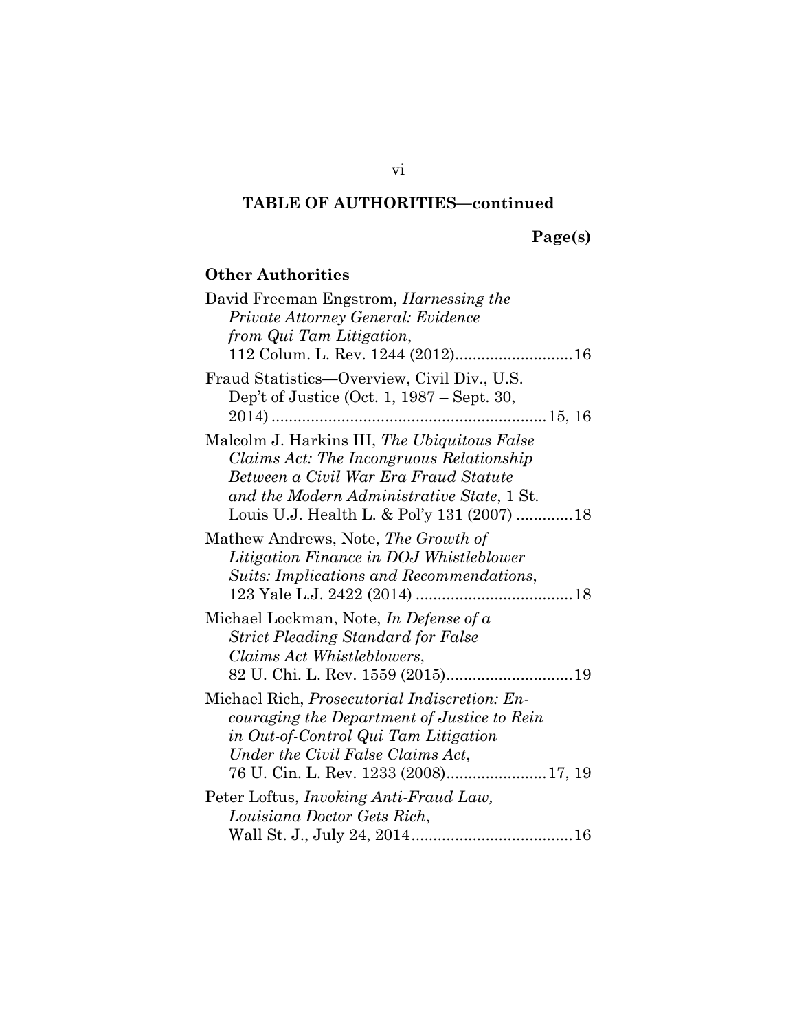## TABLE OF AUTHORITIES—continued

**Page(s)**

### Other Authorities

David Freeman Engstrom, *Harnessing the Private Attorney General: Evidence from Qui Tam Litigation*, 112 Colum. L. Rev. 1244 (2012) .......... 16

Fraud Statistics—Overview, Civil Div., U.S. Dep't of Justice (Oct. 1, 1987 – Sept. 30, 2014) .......... 15, 16

Malcolm J. Harkins III, *The Ubiquitous False Claims Act: The Incongruous Relationship Between a Civil War Era Fraud Statute and the Modern Administrative State*, 1 St. Louis U.J. Health L. & Pol'y 131 (2007) .......... 18

Mathew Andrews, Note, *The Growth of Litigation Finance in DOJ Whistleblower Suits: Implications and Recommendations*, 123 Yale L.J. 2422 (2014) .......... 18

Michael Lockman, Note, *In Defense of a Strict Pleading Standard for False Claims Act Whistleblowers*, 82 U. Chi. L. Rev. 1559 (2015) .......... 19

Michael Rich, *Prosecutorial Indiscretion: Encouraging the Department of Justice to Rein in Out-of-Control Qui Tam Litigation Under the Civil False Claims Act*, 76 U. Cin. L. Rev. 1233 (2008) .......... 17, 19

Peter Loftus, *Invoking Anti-Fraud Law, Louisiana Doctor Gets Rich*, Wall St. J., July 24, 2014 .......... 16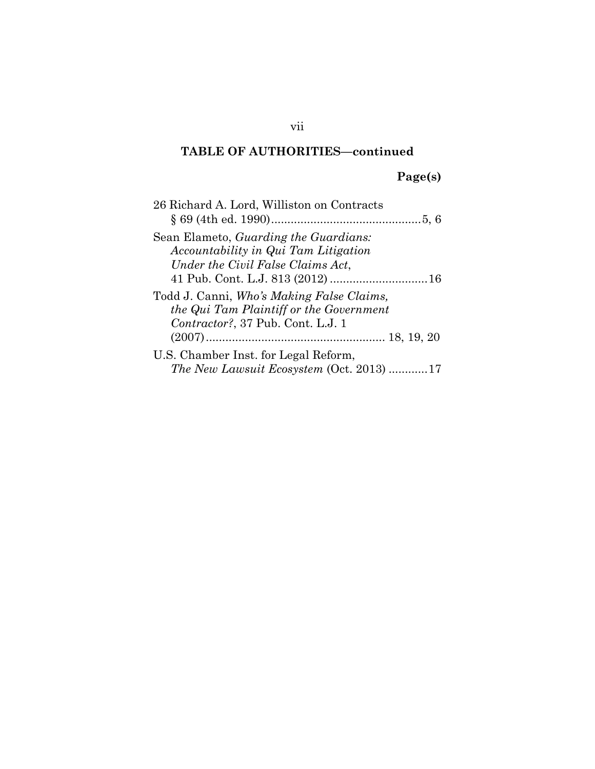**TABLE OF AUTHORITIES—continued**

**Page(s)**

26 Richard A. Lord, Williston on Contracts § 69 (4th ed. 1990)............................................5, 6

Sean Elameto, *Guarding the Guardians: Accountability in Qui Tam Litigation Under the Civil False Claims Act*, 41 Pub. Cont. L.J. 813 (2012) .............................16

Todd J. Canni, *Who's Making False Claims, the Qui Tam Plaintiff or the Government Contractor?*, 37 Pub. Cont. L.J. 1 (2007)....................................................... 18, 19, 20

U.S. Chamber Inst. for Legal Reform, *The New Lawsuit Ecosystem* (Oct. 2013) ...........17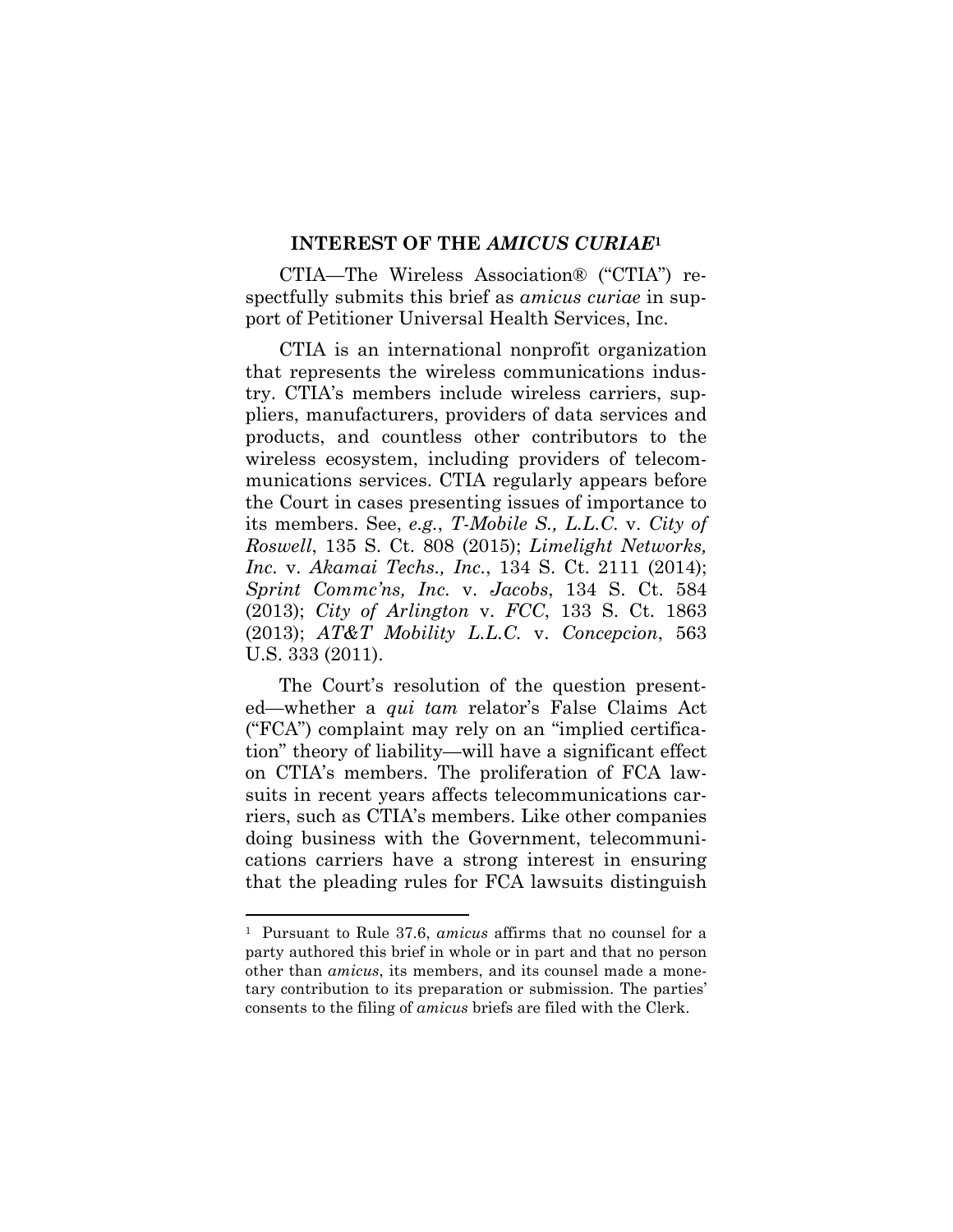## INTEREST OF THE *AMICUS CURIAE*[1]

CTIA—The Wireless Association® ("CTIA") respectfully submits this brief as *amicus curiae* in support of Petitioner Universal Health Services, Inc.

CTIA is an international nonprofit organization that represents the wireless communications industry. CTIA's members include wireless carriers, suppliers, manufacturers, providers of data services and products, and countless other contributors to the wireless ecosystem, including providers of telecommunications services. CTIA regularly appears before the Court in cases presenting issues of importance to its members. See, *e.g.*, *T-Mobile S., L.L.C.* v. *City of Roswell*, 135 S. Ct. 808 (2015); *Limelight Networks, Inc.* v. *Akamai Techs., Inc.*, 134 S. Ct. 2111 (2014); *Sprint Commc'ns, Inc.* v. *Jacobs*, 134 S. Ct. 584 (2013); *City of Arlington* v. *FCC*, 133 S. Ct. 1863 (2013); *AT&T Mobility L.L.C.* v. *Concepcion*, 563 U.S. 333 (2011).

The Court's resolution of the question presented—whether a *qui tam* relator's False Claims Act ("FCA") complaint may rely on an "implied certification" theory of liability—will have a significant effect on CTIA's members. The proliferation of FCA lawsuits in recent years affects telecommunications carriers, such as CTIA's members. Like other companies doing business with the Government, telecommunications carriers have a strong interest in ensuring that the pleading rules for FCA lawsuits distinguish

---

[1] Pursuant to Rule 37.6, *amicus* affirms that no counsel for a party authored this brief in whole or in part and that no person other than *amicus*, its members, and its counsel made a monetary contribution to its preparation or submission. The parties' consents to the filing of *amicus* briefs are filed with the Clerk.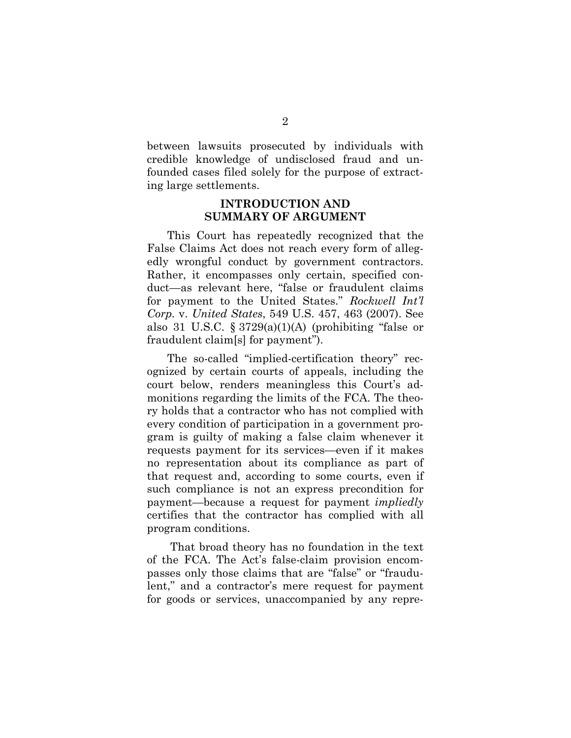between lawsuits prosecuted by individuals with credible knowledge of undisclosed fraud and unfounded cases filed solely for the purpose of extracting large settlements.

## INTRODUCTION AND SUMMARY OF ARGUMENT

This Court has repeatedly recognized that the False Claims Act does not reach every form of allegedly wrongful conduct by government contractors. Rather, it encompasses only certain, specified conduct—as relevant here, "false or fraudulent claims for payment to the United States." *Rockwell Int'l Corp.* v. *United States*, 549 U.S. 457, 463 (2007). See also 31 U.S.C. § 3729(a)(1)(A) (prohibiting "false or fraudulent claim[s] for payment").

The so-called "implied-certification theory" recognized by certain courts of appeals, including the court below, renders meaningless this Court's admonitions regarding the limits of the FCA. The theory holds that a contractor who has not complied with every condition of participation in a government program is guilty of making a false claim whenever it requests payment for its services—even if it makes no representation about its compliance as part of that request and, according to some courts, even if such compliance is not an express precondition for payment—because a request for payment *impliedly* certifies that the contractor has complied with all program conditions.

That broad theory has no foundation in the text of the FCA. The Act's false-claim provision encompasses only those claims that are "false" or "fraudulent," and a contractor's mere request for payment for goods or services, unaccompanied by any repre-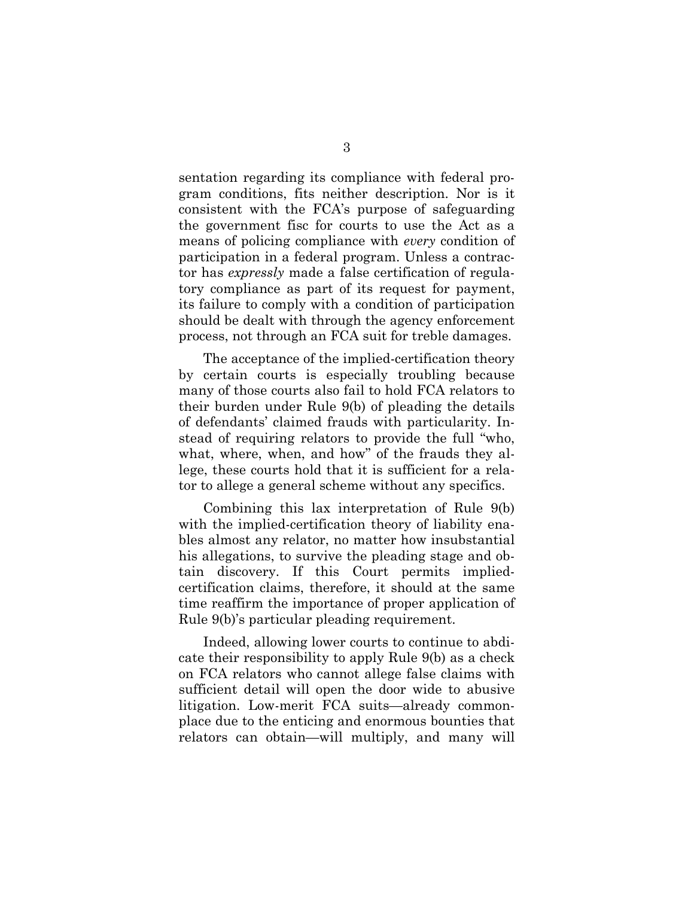sentation regarding its compliance with federal program conditions, fits neither description. Nor is it consistent with the FCA's purpose of safeguarding the government fisc for courts to use the Act as a means of policing compliance with *every* condition of participation in a federal program. Unless a contractor has *expressly* made a false certification of regulatory compliance as part of its request for payment, its failure to comply with a condition of participation should be dealt with through the agency enforcement process, not through an FCA suit for treble damages.

The acceptance of the implied-certification theory by certain courts is especially troubling because many of those courts also fail to hold FCA relators to their burden under Rule 9(b) of pleading the details of defendants' claimed frauds with particularity. Instead of requiring relators to provide the full "who, what, where, when, and how" of the frauds they allege, these courts hold that it is sufficient for a relator to allege a general scheme without any specifics.

Combining this lax interpretation of Rule 9(b) with the implied-certification theory of liability enables almost any relator, no matter how insubstantial his allegations, to survive the pleading stage and obtain discovery. If this Court permits implied-certification claims, therefore, it should at the same time reaffirm the importance of proper application of Rule 9(b)'s particular pleading requirement.

Indeed, allowing lower courts to continue to abdicate their responsibility to apply Rule 9(b) as a check on FCA relators who cannot allege false claims with sufficient detail will open the door wide to abusive litigation. Low-merit FCA suits—already commonplace due to the enticing and enormous bounties that relators can obtain—will multiply, and many will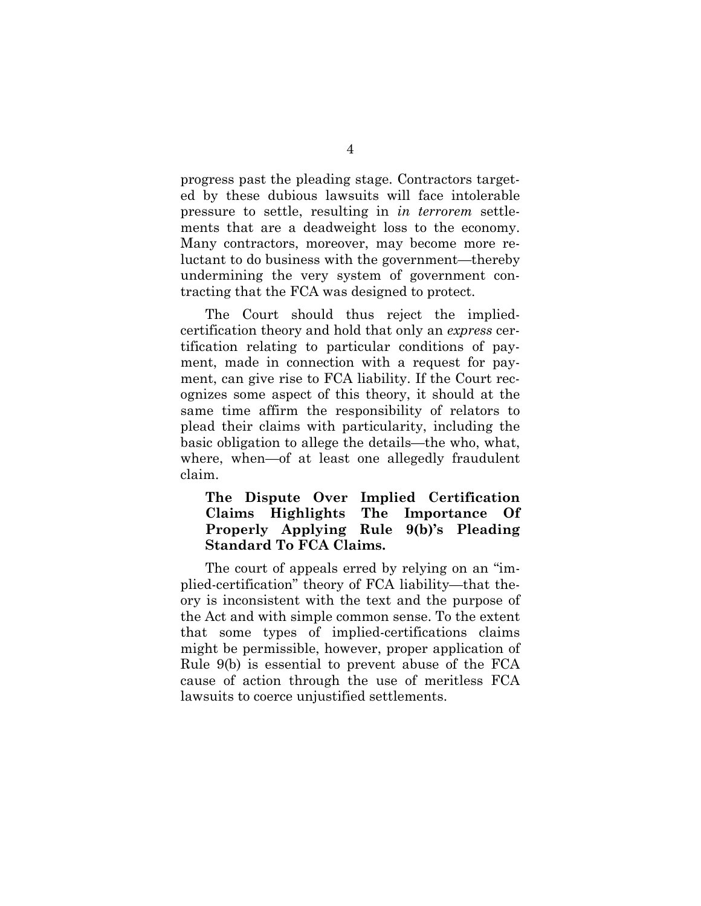progress past the pleading stage. Contractors targeted by these dubious lawsuits will face intolerable pressure to settle, resulting in *in terrorem* settlements that are a deadweight loss to the economy. Many contractors, moreover, may become more reluctant to do business with the government—thereby undermining the very system of government contracting that the FCA was designed to protect.

The Court should thus reject the implied-certification theory and hold that only an *express* certification relating to particular conditions of payment, made in connection with a request for payment, can give rise to FCA liability. If the Court recognizes some aspect of this theory, it should at the same time affirm the responsibility of relators to plead their claims with particularity, including the basic obligation to allege the details—the who, what, where, when—of at least one allegedly fraudulent claim.

**The Dispute Over Implied Certification Claims Highlights The Importance Of Properly Applying Rule 9(b)'s Pleading Standard To FCA Claims.**

The court of appeals erred by relying on an "implied-certification" theory of FCA liability—that theory is inconsistent with the text and the purpose of the Act and with simple common sense. To the extent that some types of implied-certifications claims might be permissible, however, proper application of Rule 9(b) is essential to prevent abuse of the FCA cause of action through the use of meritless FCA lawsuits to coerce unjustified settlements.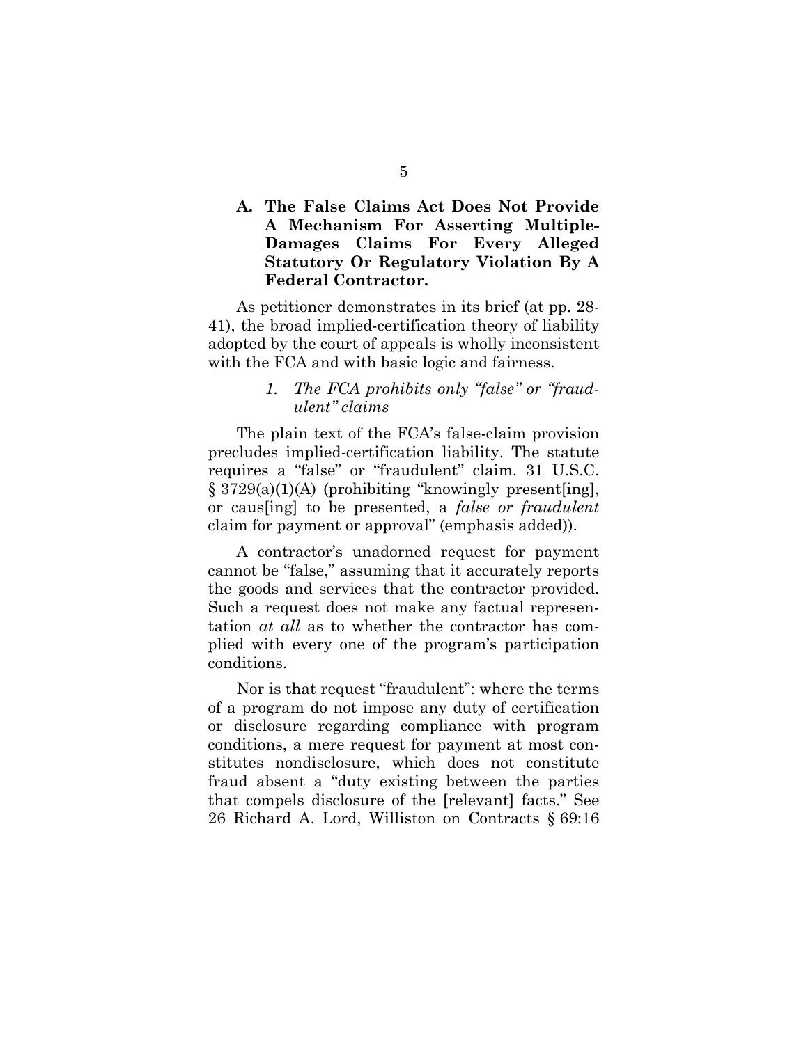### A. The False Claims Act Does Not Provide A Mechanism For Asserting Multiple-Damages Claims For Every Alleged Statutory Or Regulatory Violation By A Federal Contractor.

As petitioner demonstrates in its brief (at pp. 28-41), the broad implied-certification theory of liability adopted by the court of appeals is wholly inconsistent with the FCA and with basic logic and fairness.

#### *1. The FCA prohibits only "false" or "fraudulent" claims*

The plain text of the FCA's false-claim provision precludes implied-certification liability. The statute requires a "false" or "fraudulent" claim. 31 U.S.C. § 3729(a)(1)(A) (prohibiting "knowingly present[ing], or caus[ing] to be presented, a *false or fraudulent* claim for payment or approval" (emphasis added)).

A contractor's unadorned request for payment cannot be "false," assuming that it accurately reports the goods and services that the contractor provided. Such a request does not make any factual representation *at all* as to whether the contractor has complied with every one of the program's participation conditions.

Nor is that request "fraudulent": where the terms of a program do not impose any duty of certification or disclosure regarding compliance with program conditions, a mere request for payment at most constitutes nondisclosure, which does not constitute fraud absent a "duty existing between the parties that compels disclosure of the [relevant] facts." See 26 Richard A. Lord, Williston on Contracts § 69:16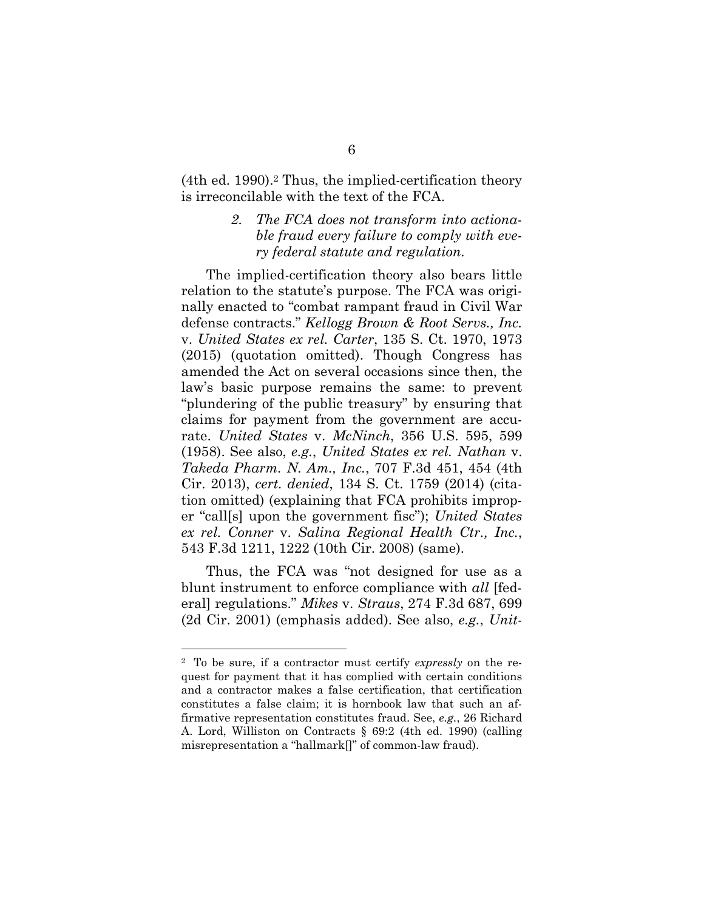(4th ed. 1990).[2] Thus, the implied-certification theory is irreconcilable with the text of the FCA.

### *2. The FCA does not transform into actionable fraud every failure to comply with every federal statute and regulation.*

The implied-certification theory also bears little relation to the statute's purpose. The FCA was originally enacted to "combat rampant fraud in Civil War defense contracts." *Kellogg Brown & Root Servs., Inc.* v. *United States ex rel. Carter*, 135 S. Ct. 1970, 1973 (2015) (quotation omitted). Though Congress has amended the Act on several occasions since then, the law's basic purpose remains the same: to prevent "plundering of the public treasury" by ensuring that claims for payment from the government are accurate. *United States* v. *McNinch*, 356 U.S. 595, 599 (1958). See also, *e.g.*, *United States ex rel. Nathan* v. *Takeda Pharm. N. Am., Inc.*, 707 F.3d 451, 454 (4th Cir. 2013), *cert. denied*, 134 S. Ct. 1759 (2014) (citation omitted) (explaining that FCA prohibits improper "call[s] upon the government fisc"); *United States ex rel. Conner* v. *Salina Regional Health Ctr., Inc.*, 543 F.3d 1211, 1222 (10th Cir. 2008) (same).

Thus, the FCA was "not designed for use as a blunt instrument to enforce compliance with *all* [federal] regulations." *Mikes* v. *Straus*, 274 F.3d 687, 699 (2d Cir. 2001) (emphasis added). See also, *e.g.*, *Unit-*

---

[2] To be sure, if a contractor must certify *expressly* on the request for payment that it has complied with certain conditions and a contractor makes a false certification, that certification constitutes a false claim; it is hornbook law that such an affirmative representation constitutes fraud. See, *e.g.*, 26 Richard A. Lord, Williston on Contracts § 69:2 (4th ed. 1990) (calling misrepresentation a "hallmark[]" of common-law fraud).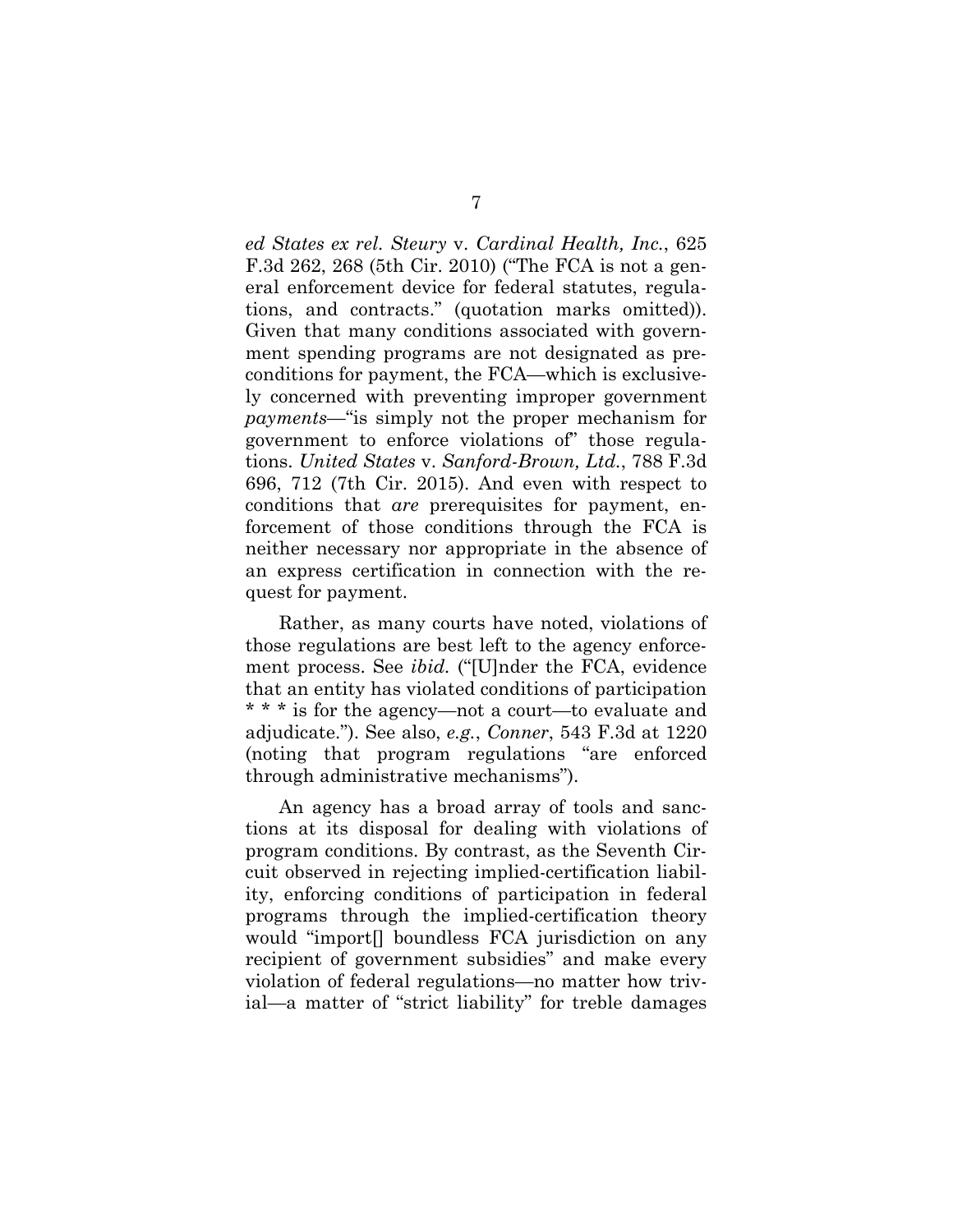*ed States ex rel. Steury* v. *Cardinal Health, Inc.*, 625 F.3d 262, 268 (5th Cir. 2010) ("The FCA is not a general enforcement device for federal statutes, regulations, and contracts." (quotation marks omitted)). Given that many conditions associated with government spending programs are not designated as preconditions for payment, the FCA—which is exclusively concerned with preventing improper government *payments*—"is simply not the proper mechanism for government to enforce violations of" those regulations. *United States* v. *Sanford-Brown, Ltd.*, 788 F.3d 696, 712 (7th Cir. 2015). And even with respect to conditions that *are* prerequisites for payment, enforcement of those conditions through the FCA is neither necessary nor appropriate in the absence of an express certification in connection with the request for payment.

Rather, as many courts have noted, violations of those regulations are best left to the agency enforcement process. See *ibid.* ("[U]nder the FCA, evidence that an entity has violated conditions of participation * * * is for the agency—not a court—to evaluate and adjudicate."). See also, *e.g.*, *Conner*, 543 F.3d at 1220 (noting that program regulations "are enforced through administrative mechanisms").

An agency has a broad array of tools and sanctions at its disposal for dealing with violations of program conditions. By contrast, as the Seventh Circuit observed in rejecting implied-certification liability, enforcing conditions of participation in federal programs through the implied-certification theory would "import[] boundless FCA jurisdiction on any recipient of government subsidies" and make every violation of federal regulations—no matter how trivial—a matter of "strict liability" for treble damages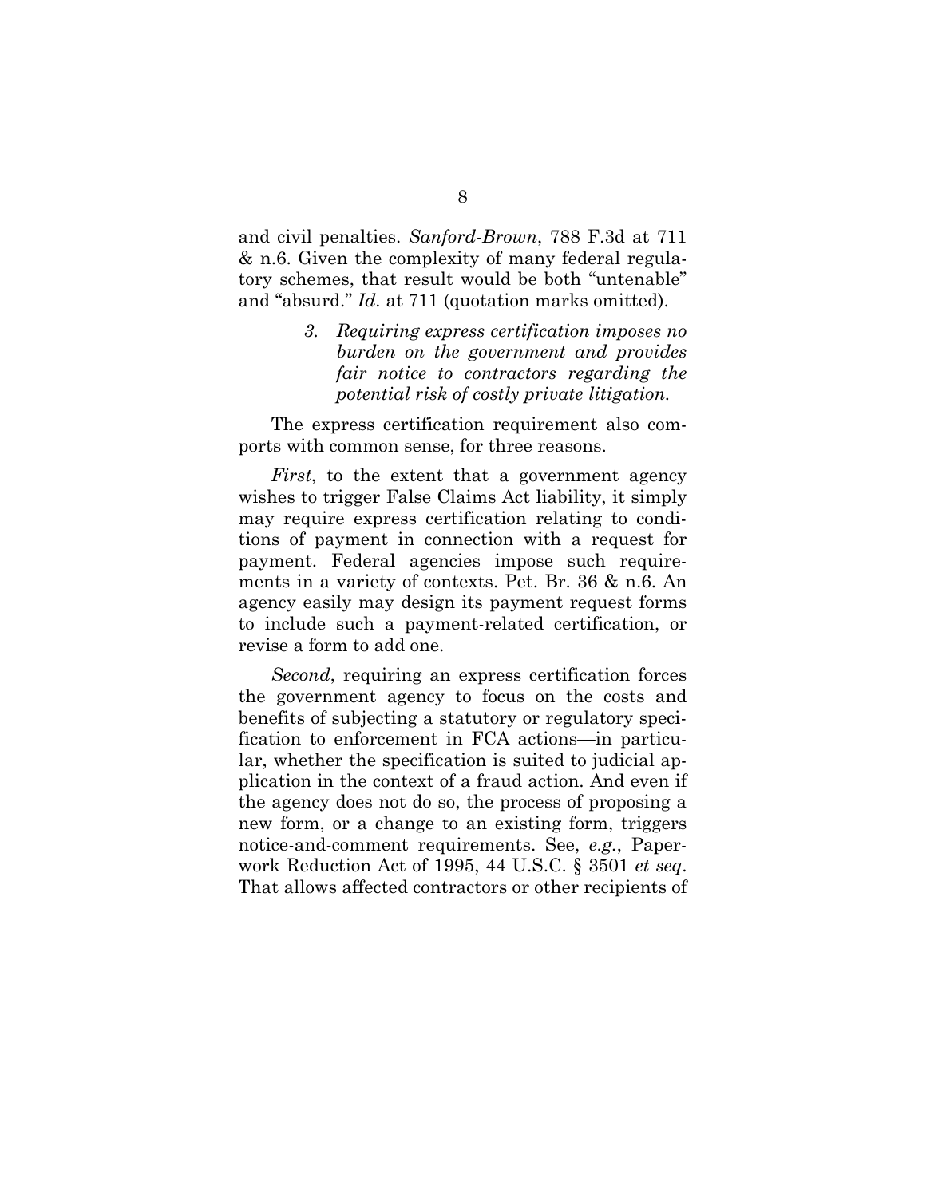and civil penalties. *Sanford-Brown*, 788 F.3d at 711 & n.6. Given the complexity of many federal regulatory schemes, that result would be both "untenable" and "absurd." *Id.* at 711 (quotation marks omitted).

> *3. Requiring express certification imposes no burden on the government and provides fair notice to contractors regarding the potential risk of costly private litigation.*

The express certification requirement also comports with common sense, for three reasons.

*First*, to the extent that a government agency wishes to trigger False Claims Act liability, it simply may require express certification relating to conditions of payment in connection with a request for payment. Federal agencies impose such requirements in a variety of contexts. Pet. Br. 36 & n.6. An agency easily may design its payment request forms to include such a payment-related certification, or revise a form to add one.

*Second*, requiring an express certification forces the government agency to focus on the costs and benefits of subjecting a statutory or regulatory specification to enforcement in FCA actions—in particular, whether the specification is suited to judicial application in the context of a fraud action. And even if the agency does not do so, the process of proposing a new form, or a change to an existing form, triggers notice-and-comment requirements. See, *e.g.*, Paperwork Reduction Act of 1995, 44 U.S.C. § 3501 *et seq*. That allows affected contractors or other recipients of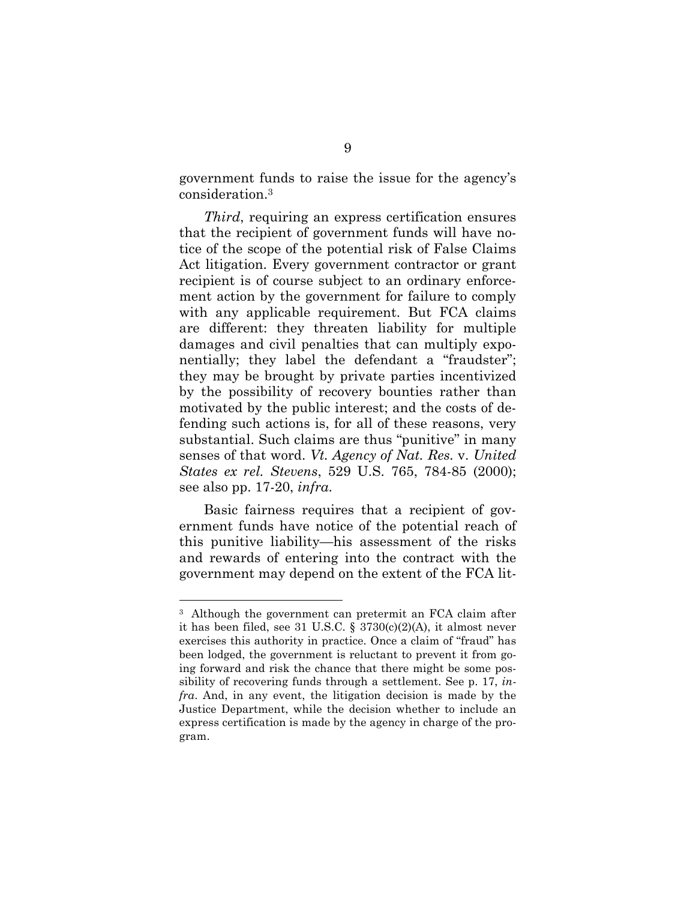government funds to raise the issue for the agency's consideration.[3]

*Third*, requiring an express certification ensures that the recipient of government funds will have notice of the scope of the potential risk of False Claims Act litigation. Every government contractor or grant recipient is of course subject to an ordinary enforcement action by the government for failure to comply with any applicable requirement. But FCA claims are different: they threaten liability for multiple damages and civil penalties that can multiply exponentially; they label the defendant a "fraudster"; they may be brought by private parties incentivized by the possibility of recovery bounties rather than motivated by the public interest; and the costs of defending such actions is, for all of these reasons, very substantial. Such claims are thus "punitive" in many senses of that word. *Vt. Agency of Nat. Res.* v. *United States ex rel. Stevens*, 529 U.S. 765, 784-85 (2000); see also pp. 17-20, *infra.*

Basic fairness requires that a recipient of government funds have notice of the potential reach of this punitive liability—his assessment of the risks and rewards of entering into the contract with the government may depend on the extent of the FCA lit-

---

[3] Although the government can pretermit an FCA claim after it has been filed, see 31 U.S.C. § 3730(c)(2)(A), it almost never exercises this authority in practice. Once a claim of "fraud" has been lodged, the government is reluctant to prevent it from going forward and risk the chance that there might be some possibility of recovering funds through a settlement. See p. 17, *infra*. And, in any event, the litigation decision is made by the Justice Department, while the decision whether to include an express certification is made by the agency in charge of the program.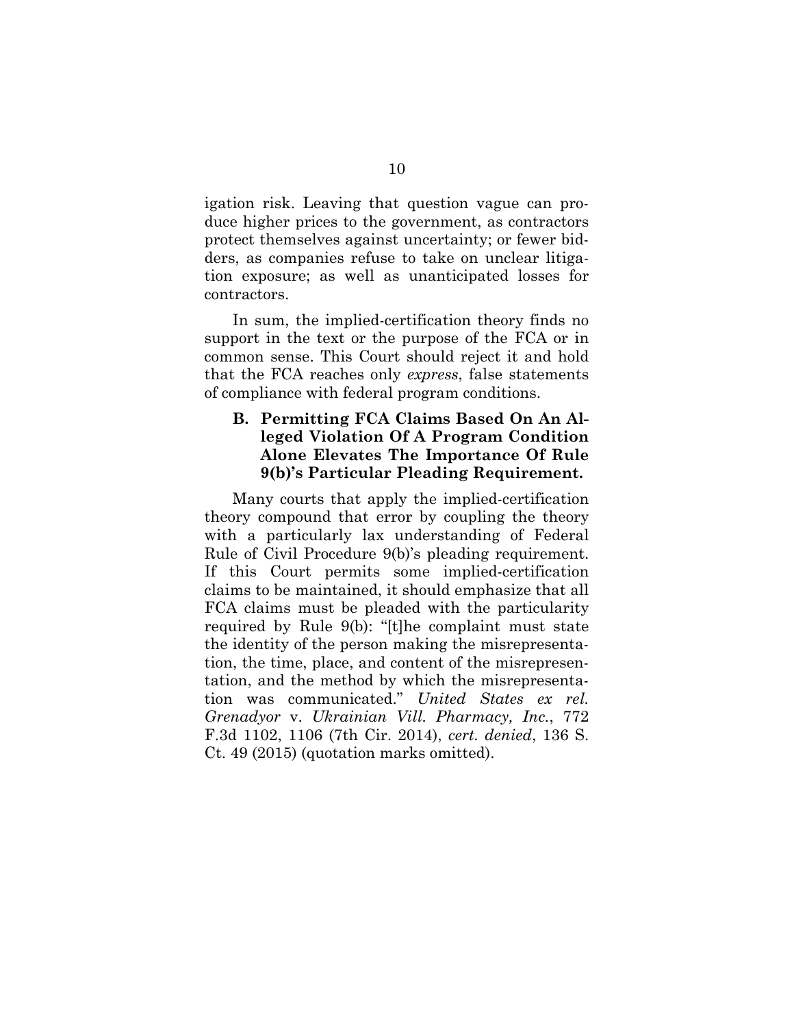igation risk. Leaving that question vague can produce higher prices to the government, as contractors protect themselves against uncertainty; or fewer bidders, as companies refuse to take on unclear litigation exposure; as well as unanticipated losses for contractors.

In sum, the implied-certification theory finds no support in the text or the purpose of the FCA or in common sense. This Court should reject it and hold that the FCA reaches only *express*, false statements of compliance with federal program conditions.

### B. Permitting FCA Claims Based On An Alleged Violation Of A Program Condition Alone Elevates The Importance Of Rule 9(b)'s Particular Pleading Requirement.

Many courts that apply the implied-certification theory compound that error by coupling the theory with a particularly lax understanding of Federal Rule of Civil Procedure 9(b)'s pleading requirement. If this Court permits some implied-certification claims to be maintained, it should emphasize that all FCA claims must be pleaded with the particularity required by Rule 9(b): "[t]he complaint must state the identity of the person making the misrepresentation, the time, place, and content of the misrepresentation, and the method by which the misrepresentation was communicated." *United States ex rel. Grenadyor* v. *Ukrainian Vill. Pharmacy, Inc.*, 772 F.3d 1102, 1106 (7th Cir. 2014), *cert. denied*, 136 S. Ct. 49 (2015) (quotation marks omitted).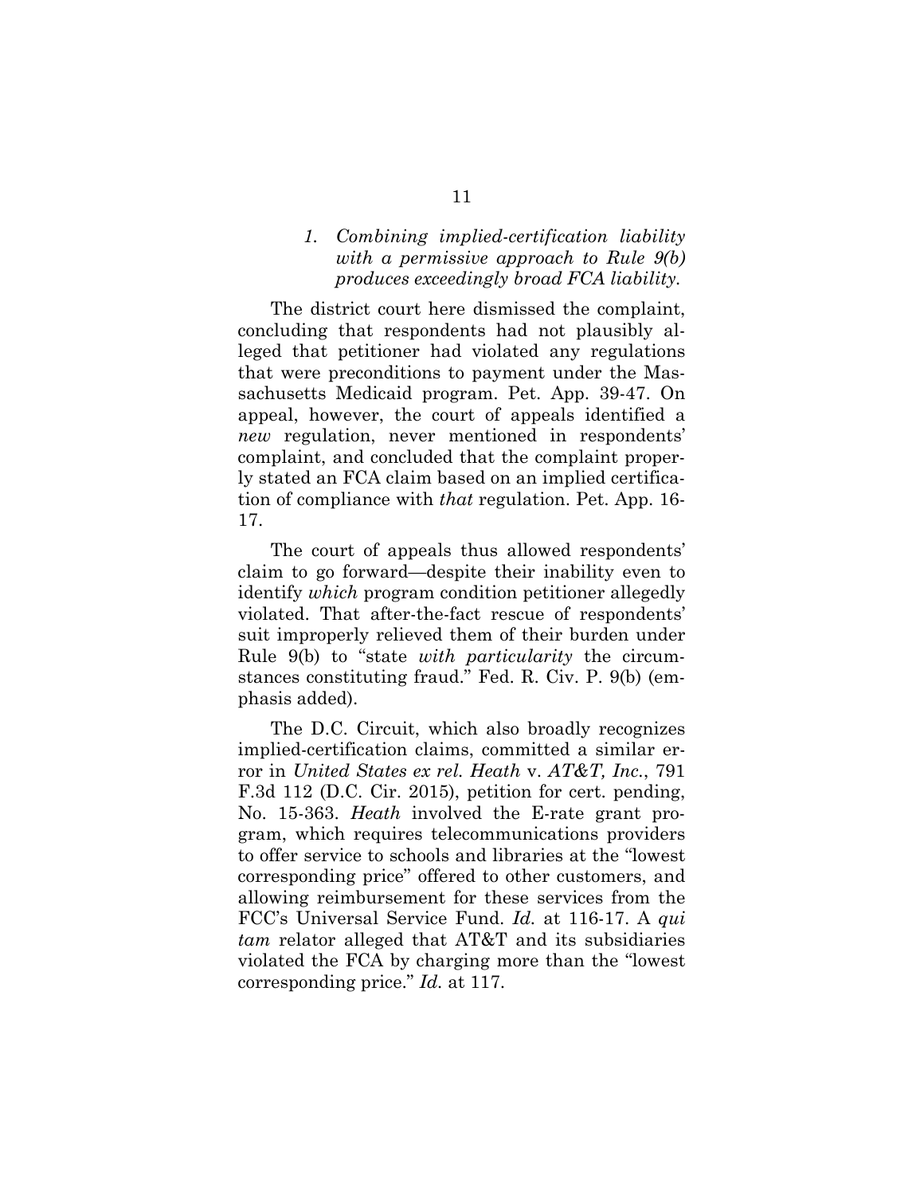### *1. Combining implied-certification liability with a permissive approach to Rule 9(b) produces exceedingly broad FCA liability.*

The district court here dismissed the complaint, concluding that respondents had not plausibly alleged that petitioner had violated any regulations that were preconditions to payment under the Massachusetts Medicaid program. Pet. App. 39-47. On appeal, however, the court of appeals identified a *new* regulation, never mentioned in respondents' complaint, and concluded that the complaint properly stated an FCA claim based on an implied certification of compliance with *that* regulation. Pet. App. 16-17.

The court of appeals thus allowed respondents' claim to go forward—despite their inability even to identify *which* program condition petitioner allegedly violated. That after-the-fact rescue of respondents' suit improperly relieved them of their burden under Rule 9(b) to "state *with particularity* the circumstances constituting fraud." Fed. R. Civ. P. 9(b) (emphasis added).

The D.C. Circuit, which also broadly recognizes implied-certification claims, committed a similar error in *United States ex rel. Heath* v. *AT&T, Inc.*, 791 F.3d 112 (D.C. Cir. 2015), petition for cert. pending, No. 15-363. *Heath* involved the E-rate grant program, which requires telecommunications providers to offer service to schools and libraries at the "lowest corresponding price" offered to other customers, and allowing reimbursement for these services from the FCC's Universal Service Fund. *Id.* at 116-17. A *qui tam* relator alleged that AT&T and its subsidiaries violated the FCA by charging more than the "lowest corresponding price." *Id.* at 117.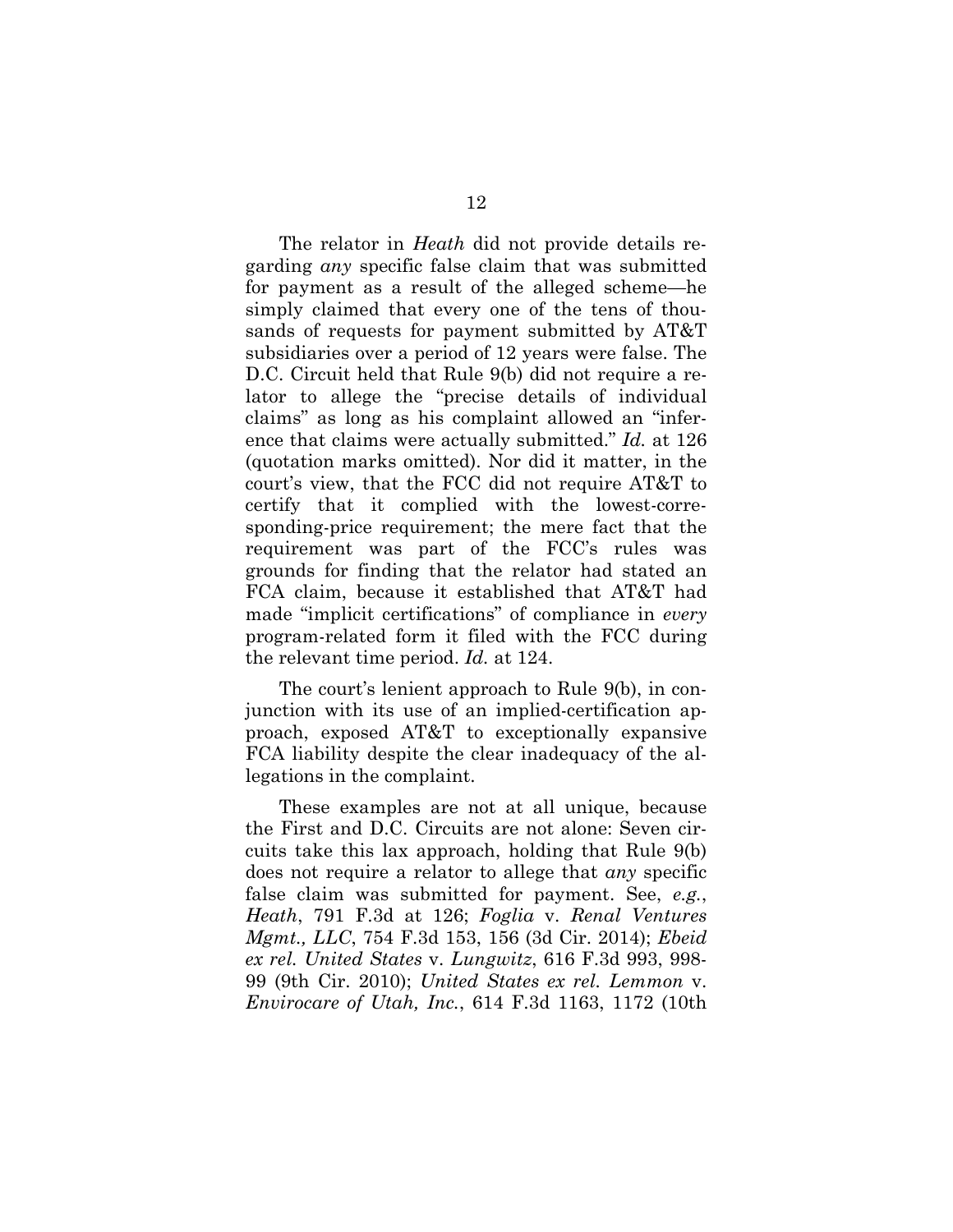The relator in *Heath* did not provide details regarding *any* specific false claim that was submitted for payment as a result of the alleged scheme—he simply claimed that every one of the tens of thousands of requests for payment submitted by AT&T subsidiaries over a period of 12 years were false. The D.C. Circuit held that Rule 9(b) did not require a relator to allege the "precise details of individual claims" as long as his complaint allowed an "inference that claims were actually submitted." *Id.* at 126 (quotation marks omitted). Nor did it matter, in the court's view, that the FCC did not require AT&T to certify that it complied with the lowest-corresponding-price requirement; the mere fact that the requirement was part of the FCC's rules was grounds for finding that the relator had stated an FCA claim, because it established that AT&T had made "implicit certifications" of compliance in *every* program-related form it filed with the FCC during the relevant time period. *Id.* at 124.

The court's lenient approach to Rule 9(b), in conjunction with its use of an implied-certification approach, exposed AT&T to exceptionally expansive FCA liability despite the clear inadequacy of the allegations in the complaint.

These examples are not at all unique, because the First and D.C. Circuits are not alone: Seven circuits take this lax approach, holding that Rule 9(b) does not require a relator to allege that *any* specific false claim was submitted for payment. See, *e.g.*, *Heath*, 791 F.3d at 126; *Foglia* v. *Renal Ventures Mgmt., LLC*, 754 F.3d 153, 156 (3d Cir. 2014); *Ebeid ex rel. United States* v. *Lungwitz*, 616 F.3d 993, 998-99 (9th Cir. 2010); *United States ex rel. Lemmon* v. *Envirocare of Utah, Inc.*, 614 F.3d 1163, 1172 (10th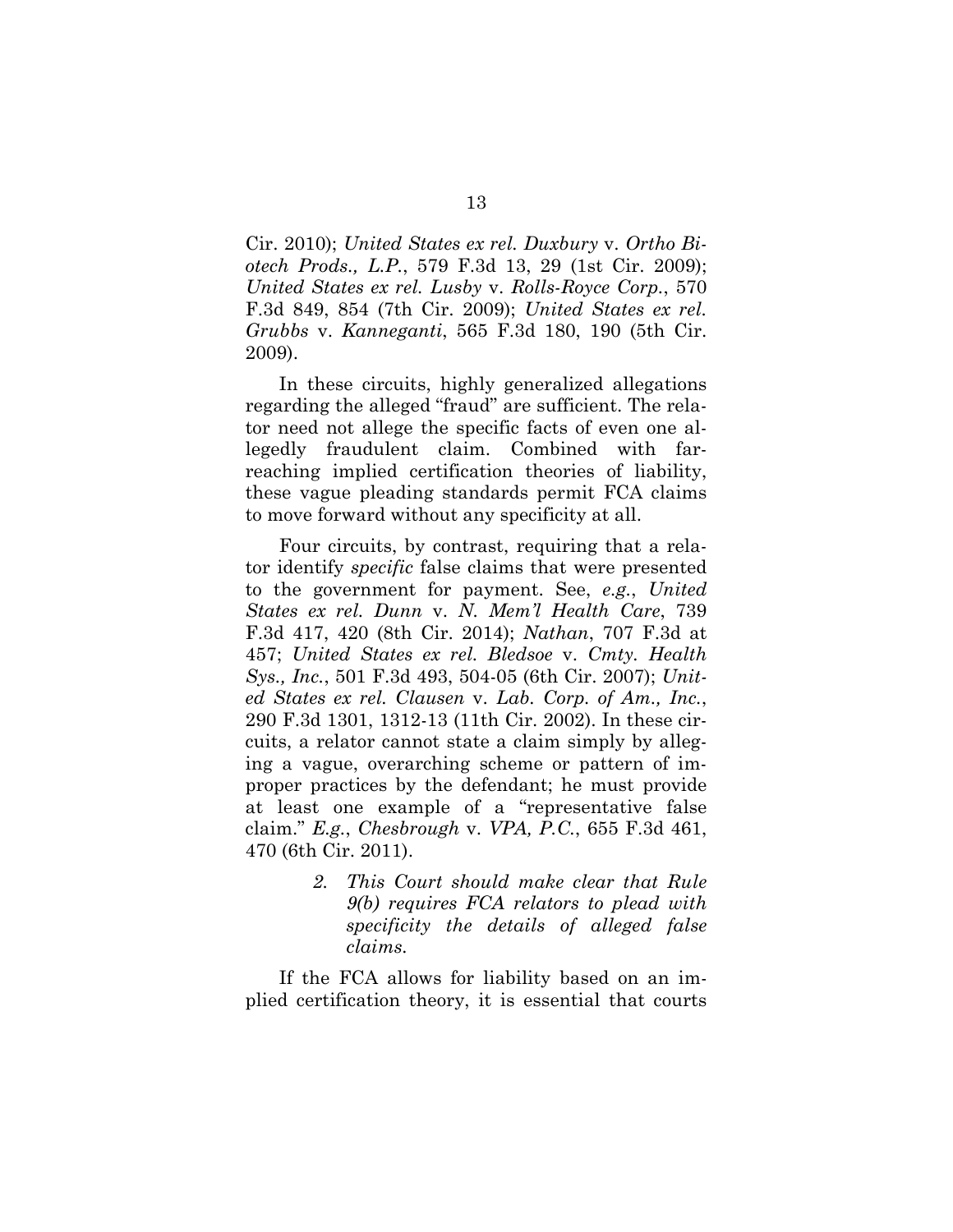Cir. 2010); *United States ex rel. Duxbury* v. *Ortho Biotech Prods., L.P.*, 579 F.3d 13, 29 (1st Cir. 2009); *United States ex rel. Lusby* v. *Rolls-Royce Corp.*, 570 F.3d 849, 854 (7th Cir. 2009); *United States ex rel. Grubbs* v. *Kanneganti*, 565 F.3d 180, 190 (5th Cir. 2009).

In these circuits, highly generalized allegations regarding the alleged "fraud" are sufficient. The relator need not allege the specific facts of even one allegedly fraudulent claim. Combined with far-reaching implied certification theories of liability, these vague pleading standards permit FCA claims to move forward without any specificity at all.

Four circuits, by contrast, requiring that a relator identify *specific* false claims that were presented to the government for payment. See, *e.g.*, *United States ex rel. Dunn* v. *N. Mem'l Health Care*, 739 F.3d 417, 420 (8th Cir. 2014); *Nathan*, 707 F.3d at 457; *United States ex rel. Bledsoe* v. *Cmty. Health Sys., Inc.*, 501 F.3d 493, 504-05 (6th Cir. 2007); *United States ex rel. Clausen* v. *Lab. Corp. of Am., Inc.*, 290 F.3d 1301, 1312-13 (11th Cir. 2002). In these circuits, a relator cannot state a claim simply by alleging a vague, overarching scheme or pattern of improper practices by the defendant; he must provide at least one example of a "representative false claim." *E.g.*, *Chesbrough* v. *VPA, P.C.*, 655 F.3d 461, 470 (6th Cir. 2011).

> *2. This Court should make clear that Rule 9(b) requires FCA relators to plead with specificity the details of alleged false claims.*

If the FCA allows for liability based on an implied certification theory, it is essential that courts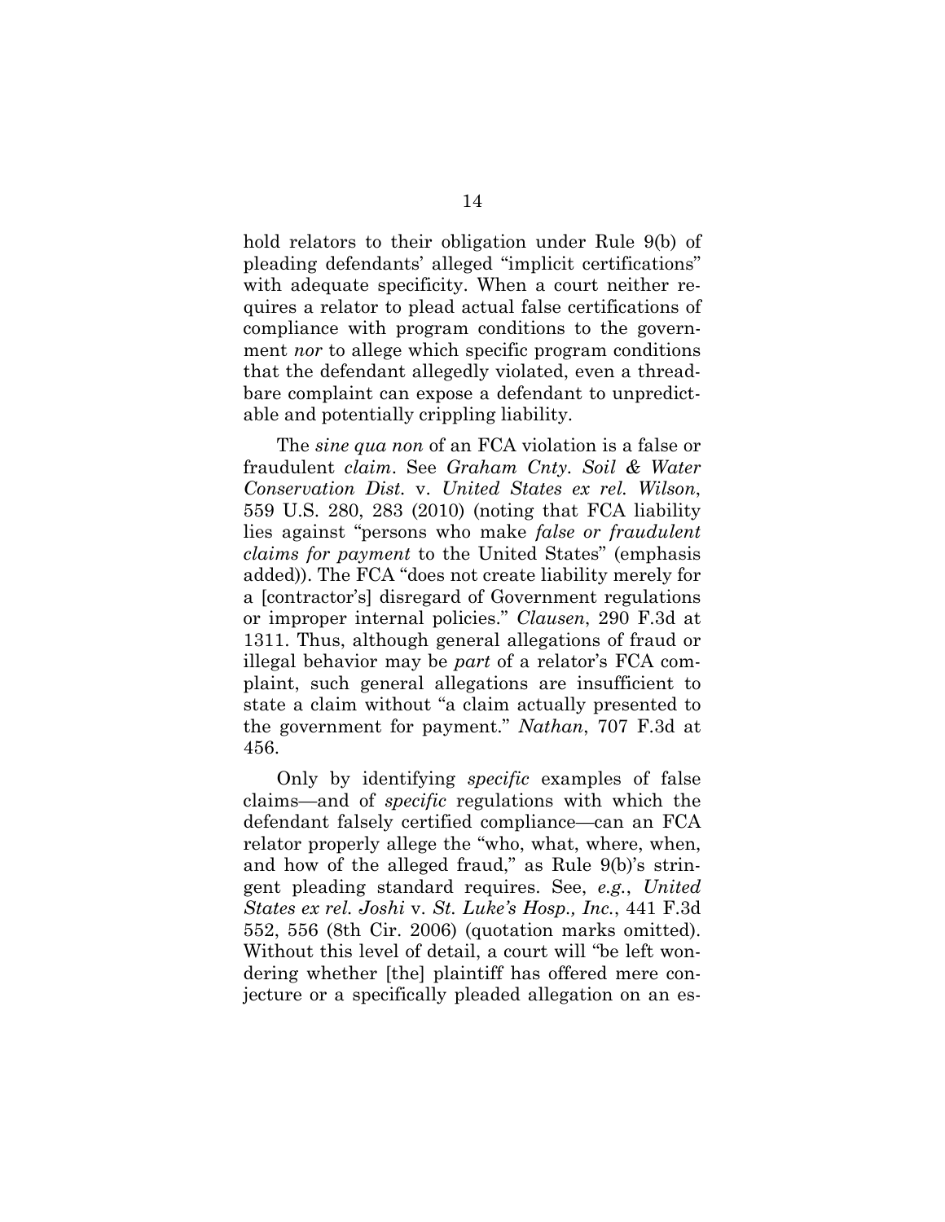hold relators to their obligation under Rule 9(b) of pleading defendants' alleged "implicit certifications" with adequate specificity. When a court neither requires a relator to plead actual false certifications of compliance with program conditions to the government *nor* to allege which specific program conditions that the defendant allegedly violated, even a threadbare complaint can expose a defendant to unpredictable and potentially crippling liability.

The *sine qua non* of an FCA violation is a false or fraudulent *claim*. See *Graham Cnty. Soil & Water Conservation Dist.* v. *United States ex rel. Wilson*, 559 U.S. 280, 283 (2010) (noting that FCA liability lies against "persons who make *false or fraudulent claims for payment* to the United States" (emphasis added)). The FCA "does not create liability merely for a [contractor's] disregard of Government regulations or improper internal policies." *Clausen*, 290 F.3d at 1311. Thus, although general allegations of fraud or illegal behavior may be *part* of a relator's FCA complaint, such general allegations are insufficient to state a claim without "a claim actually presented to the government for payment." *Nathan*, 707 F.3d at 456.

Only by identifying *specific* examples of false claims—and of *specific* regulations with which the defendant falsely certified compliance—can an FCA relator properly allege the "who, what, where, when, and how of the alleged fraud," as Rule 9(b)'s stringent pleading standard requires. See, *e.g.*, *United States ex rel. Joshi* v. *St. Luke's Hosp., Inc.*, 441 F.3d 552, 556 (8th Cir. 2006) (quotation marks omitted). Without this level of detail, a court will "be left wondering whether [the] plaintiff has offered mere conjecture or a specifically pleaded allegation on an es-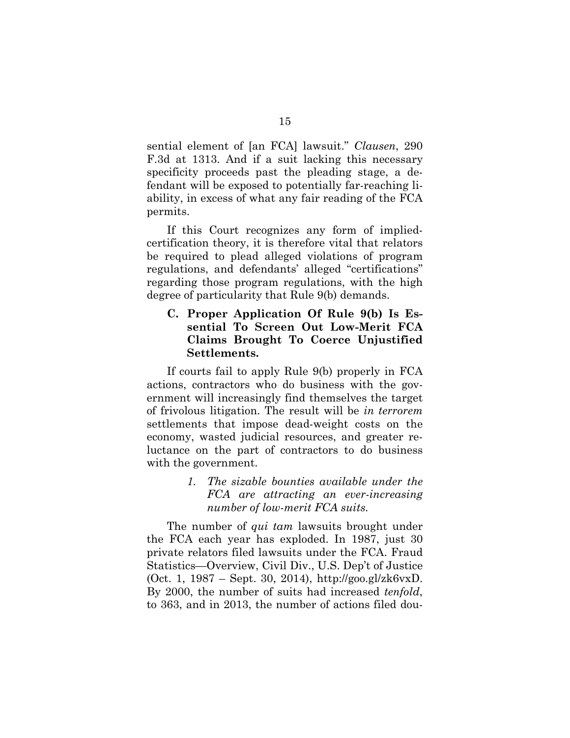sential element of [an FCA] lawsuit." *Clausen*, 290 F.3d at 1313. And if a suit lacking this necessary specificity proceeds past the pleading stage, a defendant will be exposed to potentially far-reaching liability, in excess of what any fair reading of the FCA permits.

If this Court recognizes any form of implied-certification theory, it is therefore vital that relators be required to plead alleged violations of program regulations, and defendants' alleged "certifications" regarding those program regulations, with the high degree of particularity that Rule 9(b) demands.

### C. Proper Application Of Rule 9(b) Is Essential To Screen Out Low-Merit FCA Claims Brought To Coerce Unjustified Settlements.

If courts fail to apply Rule 9(b) properly in FCA actions, contractors who do business with the government will increasingly find themselves the target of frivolous litigation. The result will be *in terrorem* settlements that impose dead-weight costs on the economy, wasted judicial resources, and greater reluctance on the part of contractors to do business with the government.

#### *1. The sizable bounties available under the FCA are attracting an ever-increasing number of low-merit FCA suits.*

The number of *qui tam* lawsuits brought under the FCA each year has exploded. In 1987, just 30 private relators filed lawsuits under the FCA. Fraud Statistics—Overview, Civil Div., U.S. Dep't of Justice (Oct. 1, 1987 – Sept. 30, 2014), http://goo.gl/zk6vxD. By 2000, the number of suits had increased *tenfold*, to 363, and in 2013, the number of actions filed dou-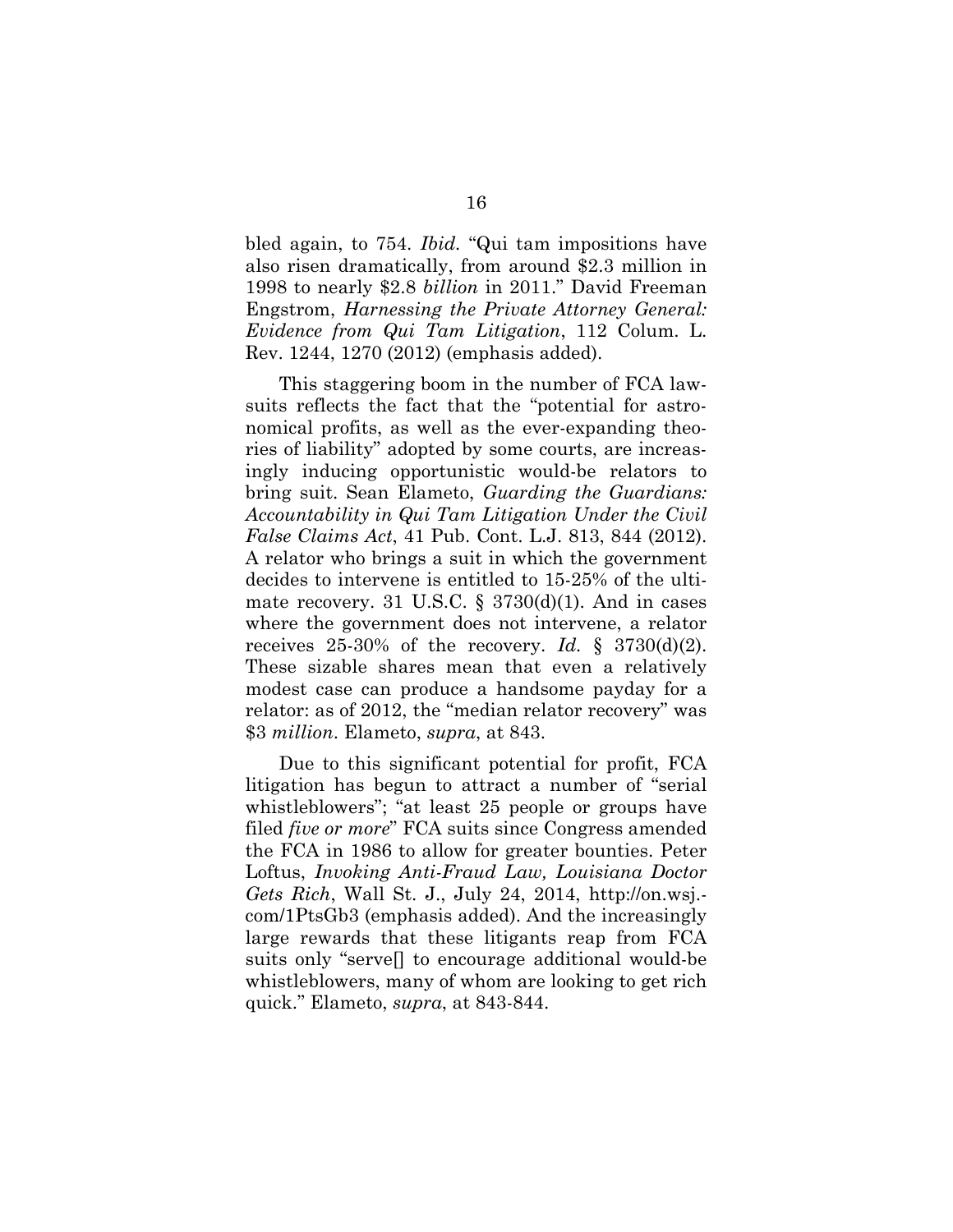bled again, to 754. *Ibid.* "Qui tam impositions have also risen dramatically, from around $2.3 million in 1998 to nearly $2.8 *billion* in 2011." David Freeman Engstrom, *Harnessing the Private Attorney General: Evidence from Qui Tam Litigation*, 112 Colum. L. Rev. 1244, 1270 (2012) (emphasis added).

This staggering boom in the number of FCA lawsuits reflects the fact that the "potential for astronomical profits, as well as the ever-expanding theories of liability" adopted by some courts, are increasingly inducing opportunistic would-be relators to bring suit. Sean Elameto, *Guarding the Guardians: Accountability in Qui Tam Litigation Under the Civil False Claims Act*, 41 Pub. Cont. L.J. 813, 844 (2012). A relator who brings a suit in which the government decides to intervene is entitled to 15-25% of the ultimate recovery. 31 U.S.C. § 3730(d)(1). And in cases where the government does not intervene, a relator receives 25-30% of the recovery. *Id.* § 3730(d)(2). These sizable shares mean that even a relatively modest case can produce a handsome payday for a relator: as of 2012, the "median relator recovery" was $3 *million*. Elameto, *supra*, at 843.

Due to this significant potential for profit, FCA litigation has begun to attract a number of "serial whistleblowers"; "at least 25 people or groups have filed *five or more*" FCA suits since Congress amended the FCA in 1986 to allow for greater bounties. Peter Loftus, *Invoking Anti-Fraud Law, Louisiana Doctor Gets Rich*, Wall St. J., July 24, 2014, http://on.wsj.com/1PtsGb3 (emphasis added). And the increasingly large rewards that these litigants reap from FCA suits only "serve[] to encourage additional would-be whistleblowers, many of whom are looking to get rich quick." Elameto, *supra*, at 843-844.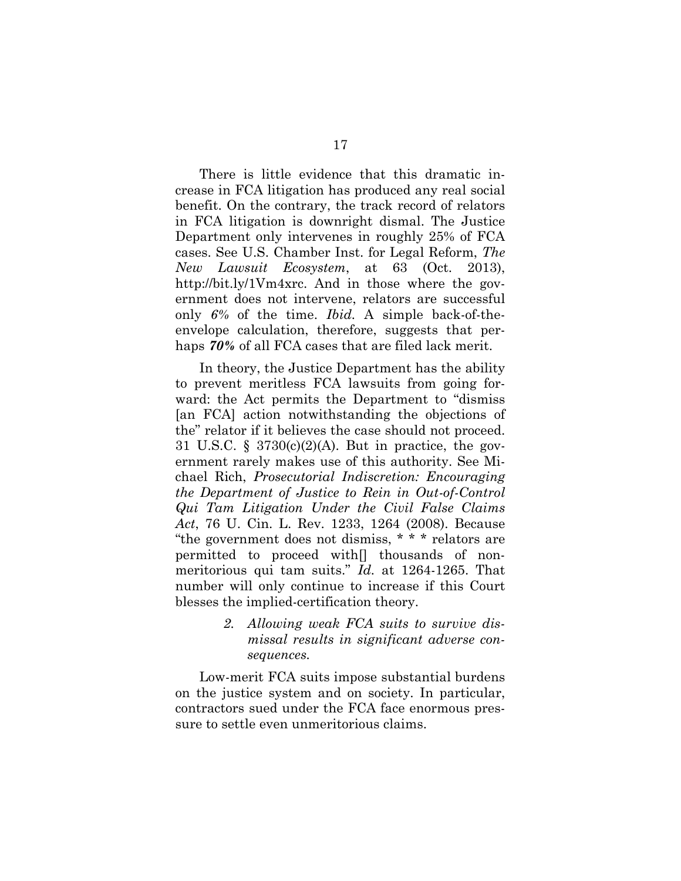There is little evidence that this dramatic increase in FCA litigation has produced any real social benefit. On the contrary, the track record of relators in FCA litigation is downright dismal. The Justice Department only intervenes in roughly 25% of FCA cases. See U.S. Chamber Inst. for Legal Reform, *The New Lawsuit Ecosystem*, at 63 (Oct. 2013), http://bit.ly/1Vm4xrc. And in those where the government does not intervene, relators are successful only *6%* of the time. *Ibid.* A simple back-of-the-envelope calculation, therefore, suggests that perhaps ***70%*** of all FCA cases that are filed lack merit.

In theory, the Justice Department has the ability to prevent meritless FCA lawsuits from going forward: the Act permits the Department to "dismiss [an FCA] action notwithstanding the objections of the" relator if it believes the case should not proceed. 31 U.S.C. § 3730(c)(2)(A). But in practice, the government rarely makes use of this authority. See Michael Rich, *Prosecutorial Indiscretion: Encouraging the Department of Justice to Rein in Out-of-Control Qui Tam Litigation Under the Civil False Claims Act*, 76 U. Cin. L. Rev. 1233, 1264 (2008). Because "the government does not dismiss, * * * relators are permitted to proceed with[] thousands of non-meritorious qui tam suits." *Id.* at 1264-1265. That number will only continue to increase if this Court blesses the implied-certification theory.

*2. Allowing weak FCA suits to survive dismissal results in significant adverse consequences.*

Low-merit FCA suits impose substantial burdens on the justice system and on society. In particular, contractors sued under the FCA face enormous pressure to settle even unmeritorious claims.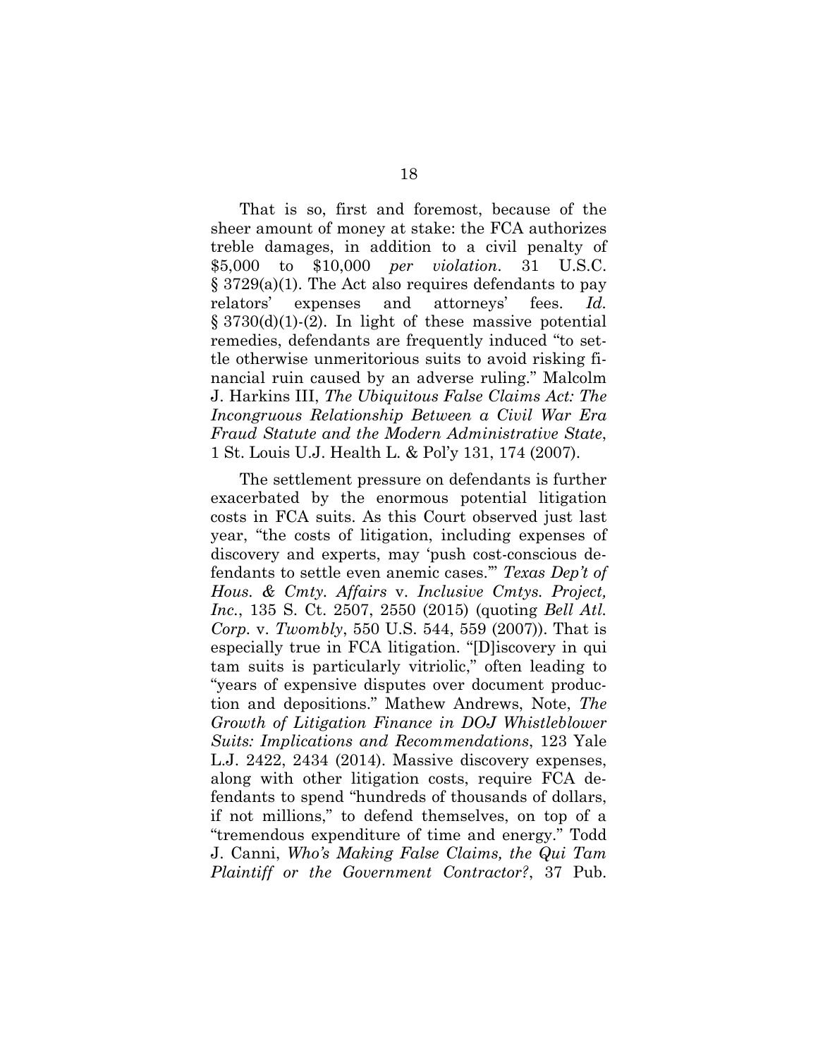That is so, first and foremost, because of the sheer amount of money at stake: the FCA authorizes treble damages, in addition to a civil penalty of $5,000 to $10,000 *per violation*. 31 U.S.C. § 3729(a)(1). The Act also requires defendants to pay relators' expenses and attorneys' fees. *Id.* § 3730(d)(1)-(2). In light of these massive potential remedies, defendants are frequently induced "to settle otherwise unmeritorious suits to avoid risking financial ruin caused by an adverse ruling." Malcolm J. Harkins III, *The Ubiquitous False Claims Act: The Incongruous Relationship Between a Civil War Era Fraud Statute and the Modern Administrative State*, 1 St. Louis U.J. Health L. & Pol'y 131, 174 (2007).

The settlement pressure on defendants is further exacerbated by the enormous potential litigation costs in FCA suits. As this Court observed just last year, "the costs of litigation, including expenses of discovery and experts, may 'push cost-conscious defendants to settle even anemic cases.'" *Texas Dep't of Hous. & Cmty. Affairs* v. *Inclusive Cmtys. Project, Inc.*, 135 S. Ct. 2507, 2550 (2015) (quoting *Bell Atl. Corp.* v. *Twombly*, 550 U.S. 544, 559 (2007)). That is especially true in FCA litigation. "[D]iscovery in qui tam suits is particularly vitriolic," often leading to "years of expensive disputes over document production and depositions." Mathew Andrews, Note, *The Growth of Litigation Finance in DOJ Whistleblower Suits: Implications and Recommendations*, 123 Yale L.J. 2422, 2434 (2014). Massive discovery expenses, along with other litigation costs, require FCA defendants to spend "hundreds of thousands of dollars, if not millions," to defend themselves, on top of a "tremendous expenditure of time and energy." Todd J. Canni, *Who's Making False Claims, the Qui Tam Plaintiff or the Government Contractor?*, 37 Pub.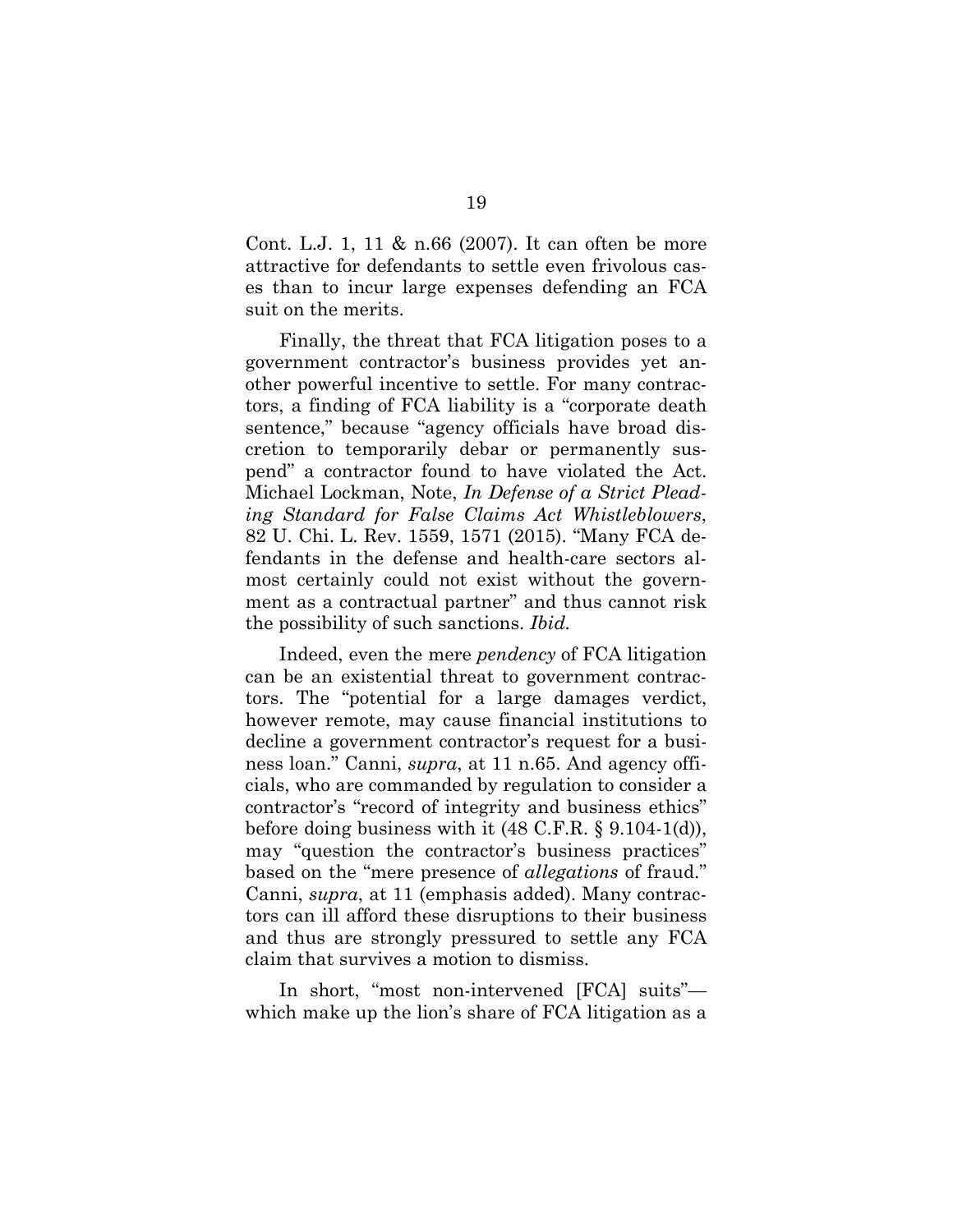Cont. L.J. 1, 11 & n.66 (2007). It can often be more attractive for defendants to settle even frivolous cases than to incur large expenses defending an FCA suit on the merits.

Finally, the threat that FCA litigation poses to a government contractor's business provides yet another powerful incentive to settle. For many contractors, a finding of FCA liability is a "corporate death sentence," because "agency officials have broad discretion to temporarily debar or permanently suspend" a contractor found to have violated the Act. Michael Lockman, Note, *In Defense of a Strict Pleading Standard for False Claims Act Whistleblowers*, 82 U. Chi. L. Rev. 1559, 1571 (2015). "Many FCA defendants in the defense and health-care sectors almost certainly could not exist without the government as a contractual partner" and thus cannot risk the possibility of such sanctions. *Ibid.*

Indeed, even the mere *pendency* of FCA litigation can be an existential threat to government contractors. The "potential for a large damages verdict, however remote, may cause financial institutions to decline a government contractor's request for a business loan." Canni, *supra*, at 11 n.65. And agency officials, who are commanded by regulation to consider a contractor's "record of integrity and business ethics" before doing business with it (48 C.F.R. § 9.104-1(d)), may "question the contractor's business practices" based on the "mere presence of *allegations* of fraud." Canni, *supra*, at 11 (emphasis added). Many contractors can ill afford these disruptions to their business and thus are strongly pressured to settle any FCA claim that survives a motion to dismiss.

In short, "most non-intervened [FCA] suits"—which make up the lion's share of FCA litigation as a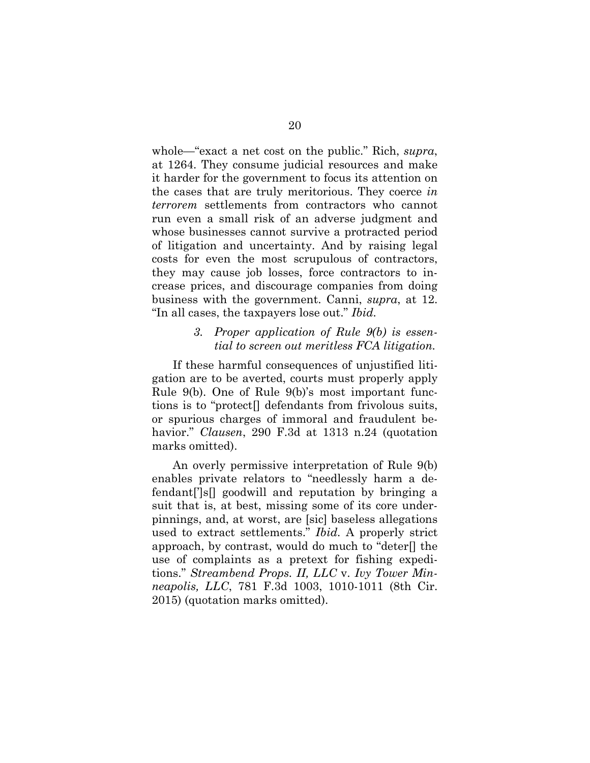whole—"exact a net cost on the public." Rich, *supra*, at 1264. They consume judicial resources and make it harder for the government to focus its attention on the cases that are truly meritorious. They coerce *in terrorem* settlements from contractors who cannot run even a small risk of an adverse judgment and whose businesses cannot survive a protracted period of litigation and uncertainty. And by raising legal costs for even the most scrupulous of contractors, they may cause job losses, force contractors to increase prices, and discourage companies from doing business with the government. Canni, *supra*, at 12. "In all cases, the taxpayers lose out." *Ibid.*

#### *3. Proper application of Rule 9(b) is essential to screen out meritless FCA litigation.*

If these harmful consequences of unjustified litigation are to be averted, courts must properly apply Rule 9(b). One of Rule 9(b)'s most important functions is to "protect[] defendants from frivolous suits, or spurious charges of immoral and fraudulent behavior." *Clausen*, 290 F.3d at 1313 n.24 (quotation marks omitted).

An overly permissive interpretation of Rule 9(b) enables private relators to "needlessly harm a defendant[']s[] goodwill and reputation by bringing a suit that is, at best, missing some of its core underpinnings, and, at worst, are [sic] baseless allegations used to extract settlements." *Ibid.* A properly strict approach, by contrast, would do much to "deter[] the use of complaints as a pretext for fishing expeditions." *Streambend Props. II, LLC* v. *Ivy Tower Minneapolis, LLC*, 781 F.3d 1003, 1010-1011 (8th Cir. 2015) (quotation marks omitted).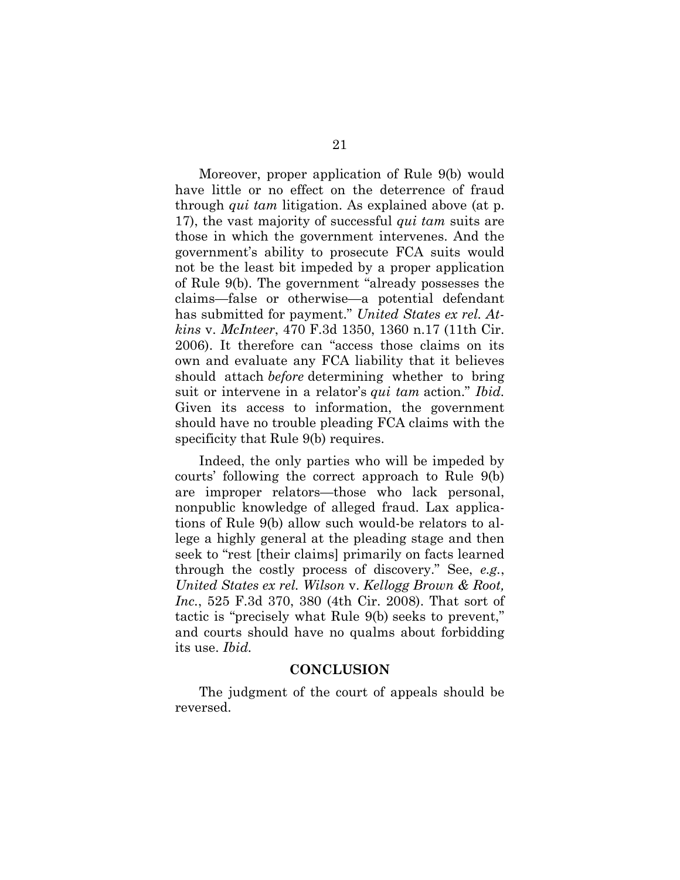Moreover, proper application of Rule 9(b) would have little or no effect on the deterrence of fraud through *qui tam* litigation. As explained above (at p. 17), the vast majority of successful *qui tam* suits are those in which the government intervenes. And the government's ability to prosecute FCA suits would not be the least bit impeded by a proper application of Rule 9(b). The government "already possesses the claims—false or otherwise—a potential defendant has submitted for payment." *United States ex rel. Atkins* v. *McInteer*, 470 F.3d 1350, 1360 n.17 (11th Cir. 2006). It therefore can "access those claims on its own and evaluate any FCA liability that it believes should attach *before* determining whether to bring suit or intervene in a relator's *qui tam* action." *Ibid.* Given its access to information, the government should have no trouble pleading FCA claims with the specificity that Rule 9(b) requires.

Indeed, the only parties who will be impeded by courts' following the correct approach to Rule 9(b) are improper relators—those who lack personal, nonpublic knowledge of alleged fraud. Lax applications of Rule 9(b) allow such would-be relators to allege a highly general at the pleading stage and then seek to "rest [their claims] primarily on facts learned through the costly process of discovery." See, *e.g.*, *United States ex rel. Wilson* v. *Kellogg Brown & Root, Inc.*, 525 F.3d 370, 380 (4th Cir. 2008). That sort of tactic is "precisely what Rule 9(b) seeks to prevent," and courts should have no qualms about forbidding its use. *Ibid.*

## CONCLUSION

The judgment of the court of appeals should be reversed.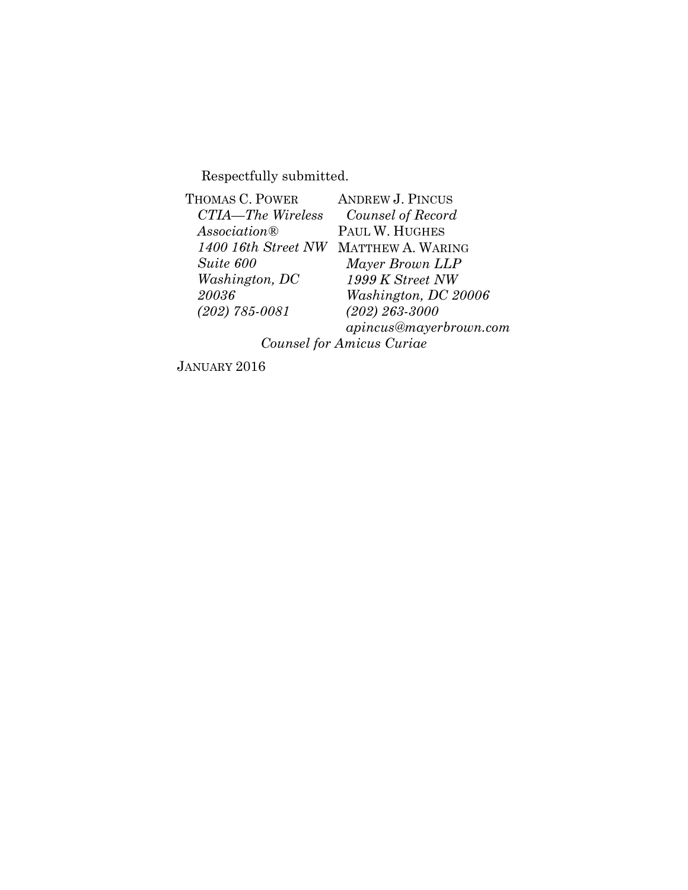Respectfully submitted.

THOMAS C. POWER
*CTIA—The Wireless Association®*
*1400 16th Street NW*
*Suite 600*
*Washington, DC 20036*
*(202) 785-0081*

ANDREW J. PINCUS
*Counsel of Record*
PAUL W. HUGHES
MATTHEW A. WARING
*Mayer Brown LLP*
*1999 K Street NW*
*Washington, DC 20006*
*(202) 263-3000*
*apincus@mayerbrown.com*

*Counsel for Amicus Curiae*

JANUARY 2016